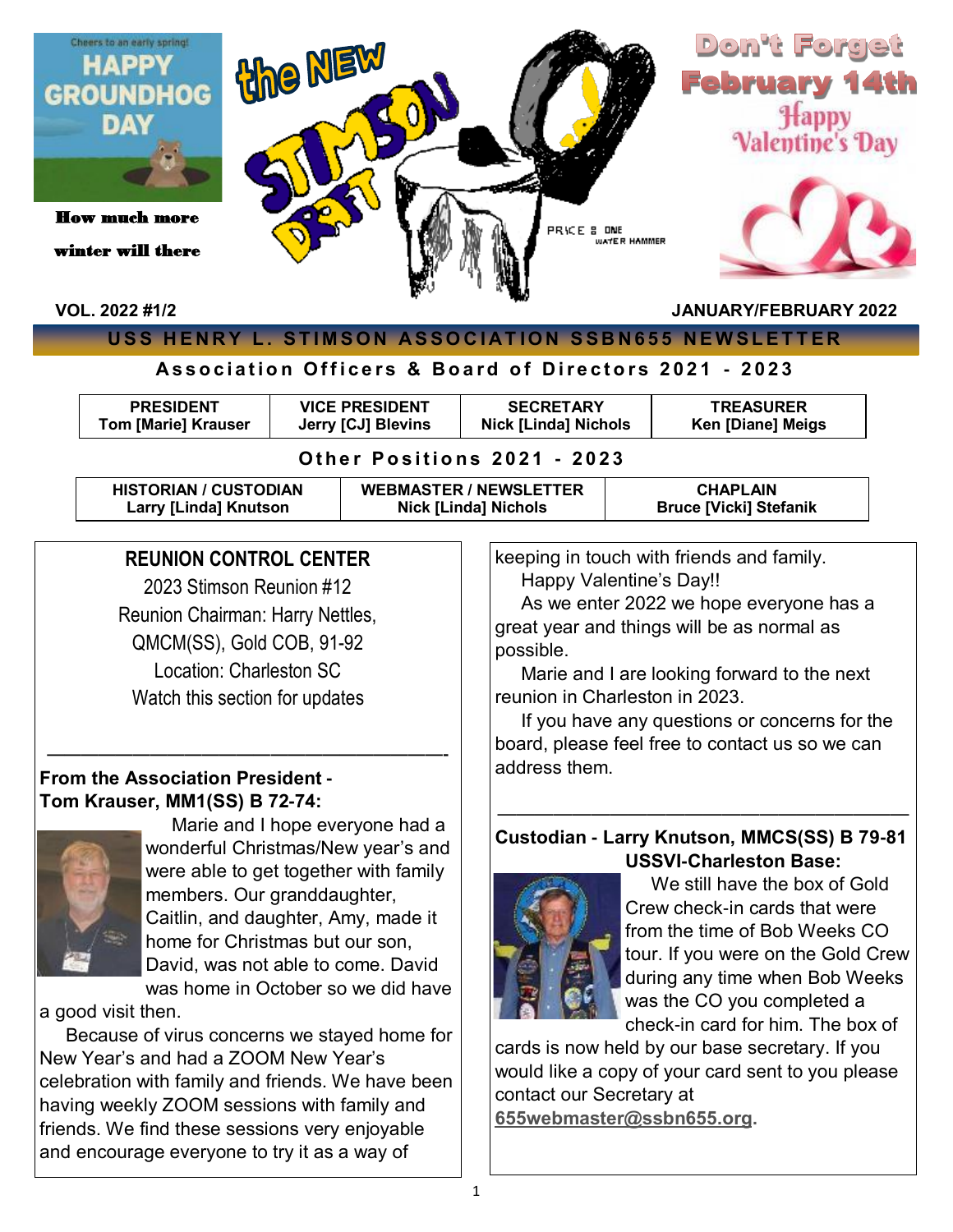Cheers to an early spring!

HAPPY GROUNDHOG DAY

**How much more winter will there**

# the NEW STIMSON DRAFT

PRICE $ ONE WATER HAMMER

**Don't Forget February 14th**

Happy Valentine's Day

**VOL. 2022 #1/2** **JANUARY/FEBRUARY 2022**

## USS HENRY L. STIMSON ASSOCIATION SSBN655 NEWSLETTER

### Association Officers & Board of Directors 2021 - 2023

| PRESIDENT | VICE PRESIDENT | SECRETARY | TREASURER |
|---|---|---|---|
| Tom [Marie] Krauser | Jerry [CJ] Blevins | Nick [Linda] Nichols | Ken [Diane] Meigs |

### Other Positions 2021 - 2023

| HISTORIAN / CUSTODIAN | WEBMASTER / NEWSLETTER | CHAPLAIN |
|---|---|---|
| Larry [Linda] Knutson | Nick [Linda] Nichols | Bruce [Vicki] Stefanik |

## REUNION CONTROL CENTER

2023 Stimson Reunion #12

Reunion Chairman: Harry Nettles, QMCM(SS), Gold COB, 91-92

Location: Charleston SC

Watch this section for updates

---

**From the Association President - Tom Krauser, MM1(SS) B 72-74:**

Marie and I hope everyone had a wonderful Christmas/New year's and were able to get together with family members. Our granddaughter, Caitlin, and daughter, Amy, made it home for Christmas but our son, David, was not able to come. David was home in October so we did have a good visit then.

Because of virus concerns we stayed home for New Year's and had a ZOOM New Year's celebration with family and friends. We have been having weekly ZOOM sessions with family and friends. We find these sessions very enjoyable and encourage everyone to try it as a way of keeping in touch with friends and family.

Happy Valentine's Day!!

As we enter 2022 we hope everyone has a great year and things will be as normal as possible.

Marie and I are looking forward to the next reunion in Charleston in 2023.

If you have any questions or concerns for the board, please feel free to contact us so we can address them.

---

**Custodian - Larry Knutson, MMCS(SS) B 79-81 USSVI-Charleston Base:**

We still have the box of Gold Crew check-in cards that were from the time of Bob Weeks CO tour. If you were on the Gold Crew during any time when Bob Weeks was the CO you completed a check-in card for him. The box of cards is now held by our base secretary. If you would like a copy of your card sent to you please contact our Secretary at **655webmaster@ssbn655.org**.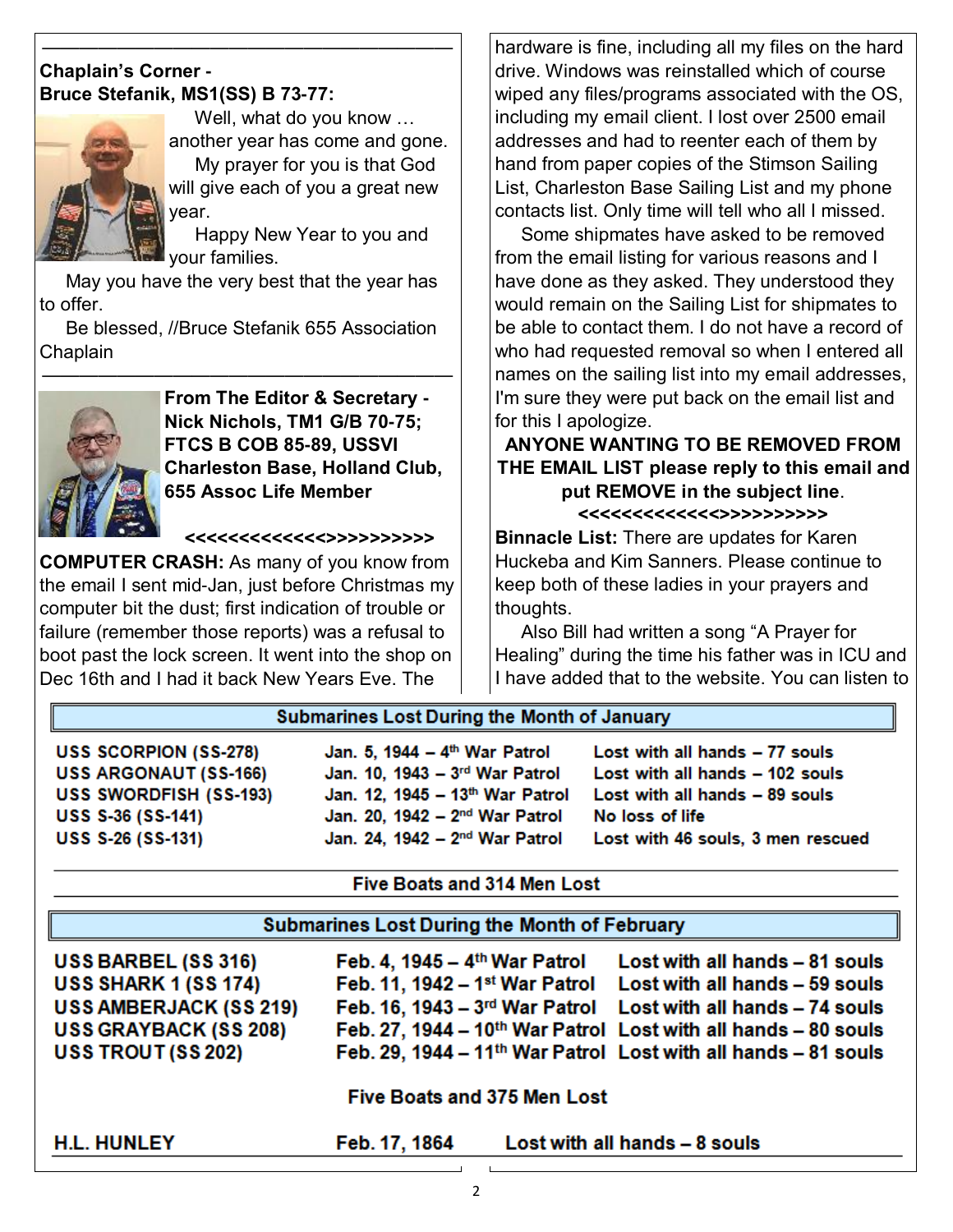## Chaplain's Corner - Bruce Stefanik, MS1(SS) B 73-77:

Well, what do you know … another year has come and gone.

My prayer for you is that God will give each of you a great new year.

Happy New Year to you and your families.

May you have the very best that the year has to offer.

Be blessed, //Bruce Stefanik 655 Association Chaplain

---

## From The Editor & Secretary - Nick Nichols, TM1 G/B 70-75; FTCS B COB 85-89, USSVI Charleston Base, Holland Club, 655 Assoc Life Member

<<<<<<<<<<<<<>>>>>>>>>>

**COMPUTER CRASH:** As many of you know from the email I sent mid-Jan, just before Christmas my computer bit the dust; first indication of trouble or failure (remember those reports) was a refusal to boot past the lock screen. It went into the shop on Dec 16th and I had it back New Years Eve. The hardware is fine, including all my files on the hard drive. Windows was reinstalled which of course wiped any files/programs associated with the OS, including my email client. I lost over 2500 email addresses and had to reenter each of them by hand from paper copies of the Stimson Sailing List, Charleston Base Sailing List and my phone contacts list. Only time will tell who all I missed.

Some shipmates have asked to be removed from the email listing for various reasons and I have done as they asked. They understood they would remain on the Sailing List for shipmates to be able to contact them. I do not have a record of who had requested removal so when I entered all names on the sailing list into my email addresses, I'm sure they were put back on the email list and for this I apologize.

**ANYONE WANTING TO BE REMOVED FROM THE EMAIL LIST please reply to this email and put REMOVE in the subject line**.

<<<<<<<<<<<<<>>>>>>>>>>

**Binnacle List:** There are updates for Karen Huckeba and Kim Sanners. Please continue to keep both of these ladies in your prayers and thoughts.

Also Bill had written a song "A Prayer for Healing" during the time his father was in ICU and I have added that to the website. You can listen to

### Submarines Lost During the Month of January

| | | |
|---|---|---|
| USS SCORPION (SS-278) | Jan. 5, 1944 – 4th War Patrol | Lost with all hands – 77 souls |
| USS ARGONAUT (SS-166) | Jan. 10, 1943 – 3rd War Patrol | Lost with all hands – 102 souls |
| USS SWORDFISH (SS-193) | Jan. 12, 1945 – 13th War Patrol | Lost with all hands – 89 souls |
| USS S-36 (SS-141) | Jan. 20, 1942 – 2nd War Patrol | No loss of life |
| USS S-26 (SS-131) | Jan. 24, 1942 – 2nd War Patrol | Lost with 46 souls, 3 men rescued |

**Five Boats and 314 Men Lost**

### Submarines Lost During the Month of February

| | | |
|---|---|---|
| USS BARBEL (SS 316) | Feb. 4, 1945 – 4th War Patrol | Lost with all hands – 81 souls |
| USS SHARK 1 (SS 174) | Feb. 11, 1942 – 1st War Patrol | Lost with all hands – 59 souls |
| USS AMBERJACK (SS 219) | Feb. 16, 1943 – 3rd War Patrol | Lost with all hands – 74 souls |
| USS GRAYBACK (SS 208) | Feb. 27, 1944 – 10th War Patrol | Lost with all hands – 80 souls |
| USS TROUT (SS 202) | Feb. 29, 1944 – 11th War Patrol | Lost with all hands – 81 souls |

**Five Boats and 375 Men Lost**

| | | |
|---|---|---|
| H.L. HUNLEY | Feb. 17, 1864 | Lost with all hands – 8 souls |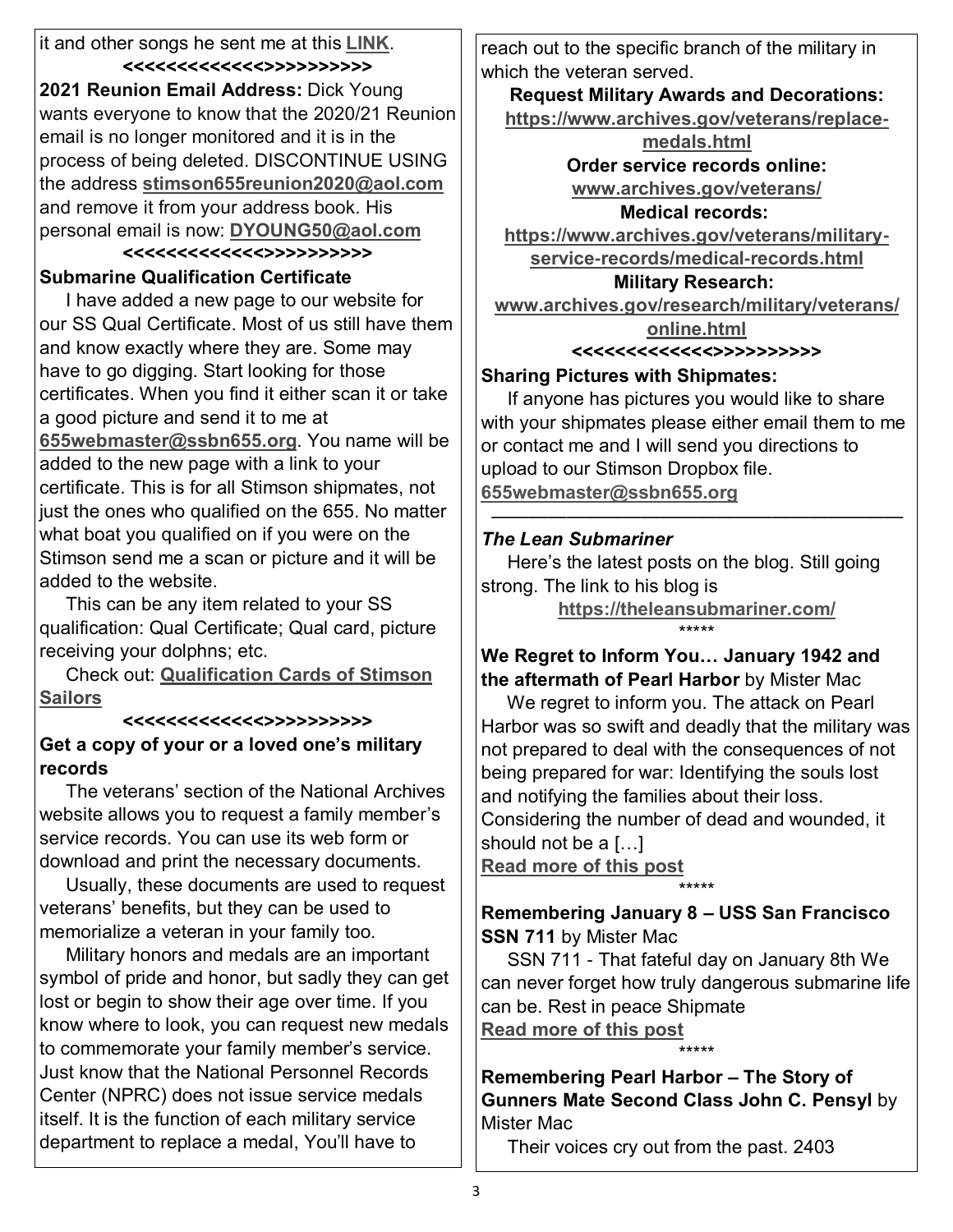it and other songs he sent me at this **LINK**.

**<<<<<<<<<<<<>>>>>>>>>>>**

**2021 Reunion Email Address:** Dick Young wants everyone to know that the 2020/21 Reunion email is no longer monitored and it is in the process of being deleted. DISCONTINUE USING the address **stimson655reunion2020@aol.com** and remove it from your address book. His personal email is now: **DYOUNG50@aol.com**

**<<<<<<<<<<<<>>>>>>>>>>>**

**Submarine Qualification Certificate**

I have added a new page to our website for our SS Qual Certificate. Most of us still have them and know exactly where they are. Some may have to go digging. Start looking for those certificates. When you find it either scan it or take a good picture and send it to me at **655webmaster@ssbn655.org**. You name will be added to the new page with a link to your certificate. This is for all Stimson shipmates, not just the ones who qualified on the 655. No matter what boat you qualified on if you were on the Stimson send me a scan or picture and it will be added to the website.

This can be any item related to your SS qualification: Qual Certificate; Qual card, picture receiving your dolphns; etc.

Check out: **Qualification Cards of Stimson Sailors**

**<<<<<<<<<<<<>>>>>>>>>>>**

**Get a copy of your or a loved one's military records**

The veterans' section of the National Archives website allows you to request a family member's service records. You can use its web form or download and print the necessary documents.

Usually, these documents are used to request veterans' benefits, but they can be used to memorialize a veteran in your family too.

Military honors and medals are an important symbol of pride and honor, but sadly they can get lost or begin to show their age over time. If you know where to look, you can request new medals to commemorate your family member's service. Just know that the National Personnel Records Center (NPRC) does not issue service medals itself. It is the function of each military service department to replace a medal, You'll have to reach out to the specific branch of the military in which the veteran served.

**Request Military Awards and Decorations:**
**https://www.archives.gov/veterans/replace-medals.html**

**Order service records online:**
**www.archives.gov/veterans/**

**Medical records:**
**https://www.archives.gov/veterans/military-service-records/medical-records.html**

**Military Research:**
**www.archives.gov/research/military/veterans/online.html**

**<<<<<<<<<<<<>>>>>>>>>>>**

**Sharing Pictures with Shipmates:**

If anyone has pictures you would like to share with your shipmates please either email them to me or contact me and I will send you directions to upload to our Stimson Dropbox file. **655webmaster@ssbn655.org**

---

***The Lean Submariner***

Here's the latest posts on the blog. Still going strong. The link to his blog is

**https://theleansubmariner.com/**

\*\*\*\*\*

**We Regret to Inform You… January 1942 and the aftermath of Pearl Harbor** by Mister Mac

We regret to inform you. The attack on Pearl Harbor was so swift and deadly that the military was not prepared to deal with the consequences of not being prepared for war: Identifying the souls lost and notifying the families about their loss. Considering the number of dead and wounded, it should not be a […]

**Read more of this post**

\*\*\*\*\*

**Remembering January 8 – USS San Francisco SSN 711** by Mister Mac

SSN 711 - That fateful day on January 8th We can never forget how truly dangerous submarine life can be. Rest in peace Shipmate

**Read more of this post**

\*\*\*\*\*

**Remembering Pearl Harbor – The Story of Gunners Mate Second Class John C. Pensyl** by Mister Mac

Their voices cry out from the past. 2403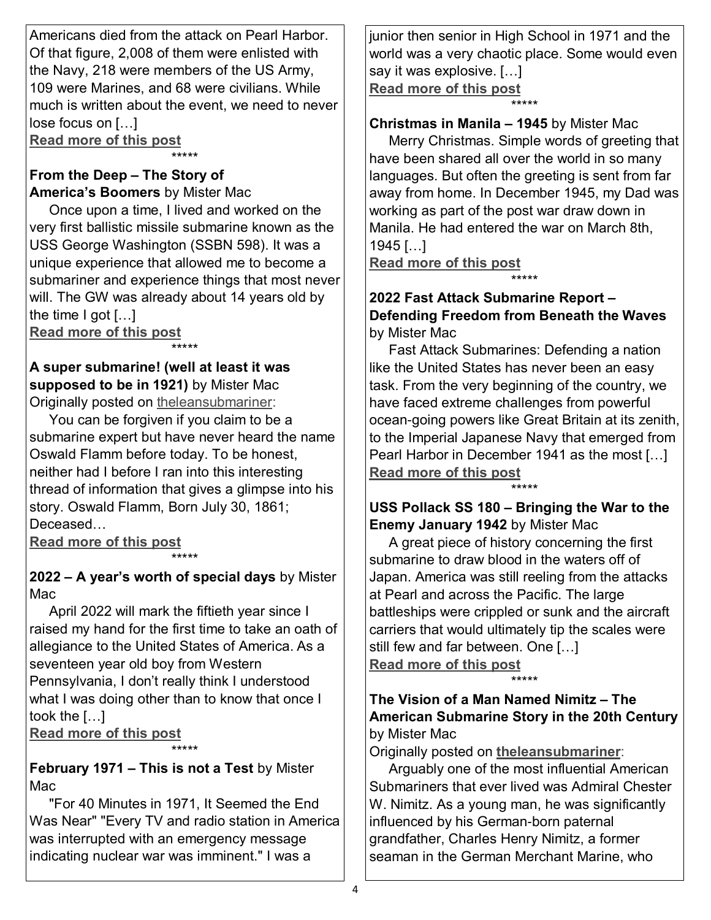Americans died from the attack on Pearl Harbor. Of that figure, 2,008 of them were enlisted with the Navy, 218 were members of the US Army, 109 were Marines, and 68 were civilians. While much is written about the event, we need to never lose focus on […]

**Read more of this post**

*****

**From the Deep – The Story of America's Boomers** by Mister Mac

Once upon a time, I lived and worked on the very first ballistic missile submarine known as the USS George Washington (SSBN 598). It was a unique experience that allowed me to become a submariner and experience things that most never will. The GW was already about 14 years old by the time I got […]

**Read more of this post**

*****

**A super submarine! (well at least it was supposed to be in 1921)** by Mister Mac

Originally posted on theleansubmariner:

You can be forgiven if you claim to be a submarine expert but have never heard the name Oswald Flamm before today. To be honest, neither had I before I ran into this interesting thread of information that gives a glimpse into his story. Oswald Flamm, Born July 30, 1861; Deceased…

**Read more of this post**

*****

**2022 – A year's worth of special days** by Mister Mac

April 2022 will mark the fiftieth year since I raised my hand for the first time to take an oath of allegiance to the United States of America. As a seventeen year old boy from Western Pennsylvania, I don't really think I understood what I was doing other than to know that once I took the […]

**Read more of this post**

*****

**February 1971 – This is not a Test** by Mister Mac

"For 40 Minutes in 1971, It Seemed the End Was Near" "Every TV and radio station in America was interrupted with an emergency message indicating nuclear war was imminent." I was a junior then senior in High School in 1971 and the world was a very chaotic place. Some would even say it was explosive. […]

**Read more of this post**

*****

**Christmas in Manila – 1945** by Mister Mac

Merry Christmas. Simple words of greeting that have been shared all over the world in so many languages. But often the greeting is sent from far away from home. In December 1945, my Dad was working as part of the post war draw down in Manila. He had entered the war on March 8th, 1945 […]

**Read more of this post**

*****

**2022 Fast Attack Submarine Report – Defending Freedom from Beneath the Waves** by Mister Mac

Fast Attack Submarines: Defending a nation like the United States has never been an easy task. From the very beginning of the country, we have faced extreme challenges from powerful ocean-going powers like Great Britain at its zenith, to the Imperial Japanese Navy that emerged from Pearl Harbor in December 1941 as the most […]

**Read more of this post**

*****

**USS Pollack SS 180 – Bringing the War to the Enemy January 1942** by Mister Mac

A great piece of history concerning the first submarine to draw blood in the waters off of Japan. America was still reeling from the attacks at Pearl and across the Pacific. The large battleships were crippled or sunk and the aircraft carriers that would ultimately tip the scales were still few and far between. One […]

**Read more of this post**

*****

**The Vision of a Man Named Nimitz – The American Submarine Story in the 20th Century** by Mister Mac

Originally posted on **theleansubmariner**:

Arguably one of the most influential American Submariners that ever lived was Admiral Chester W. Nimitz. As a young man, he was significantly influenced by his German-born paternal grandfather, Charles Henry Nimitz, a former seaman in the German Merchant Marine, who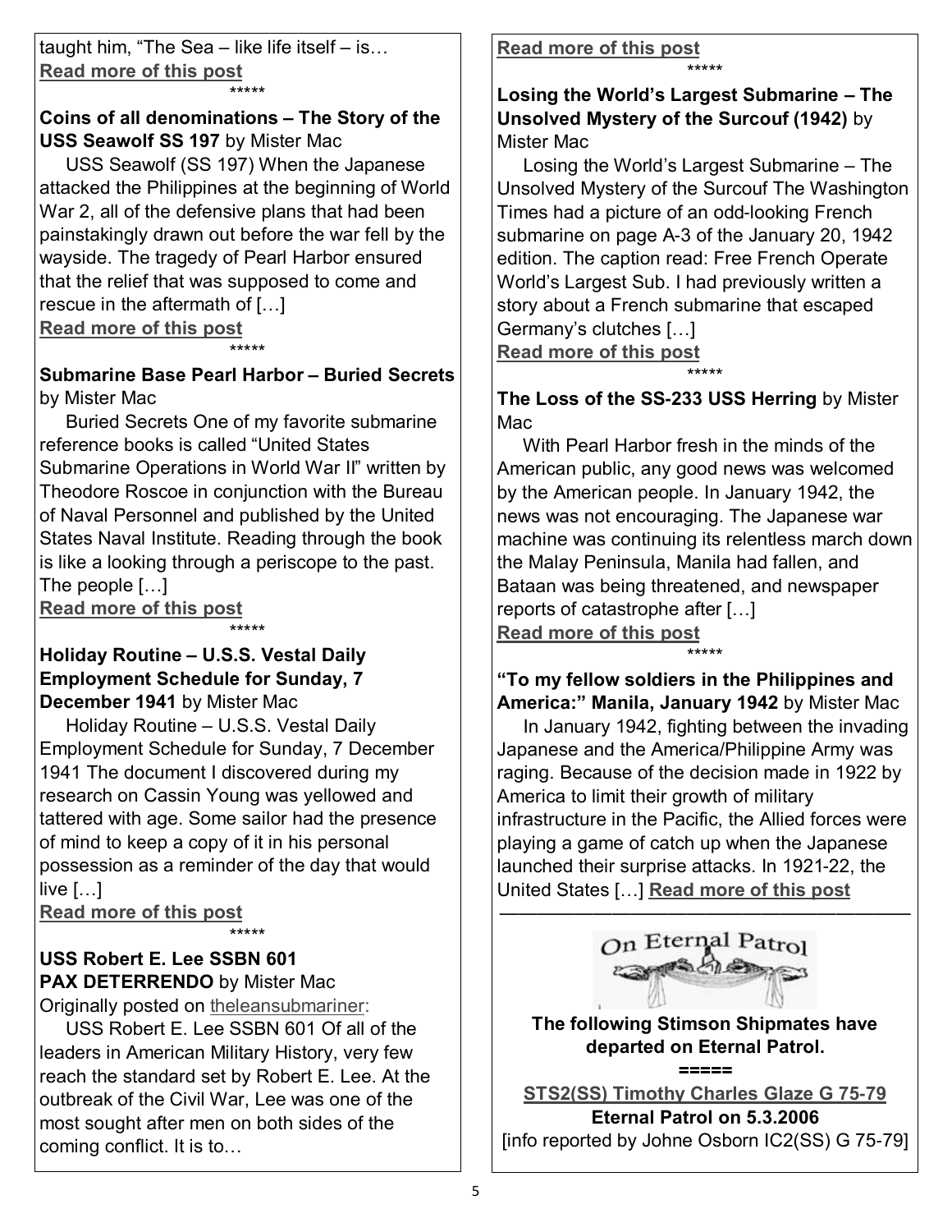taught him, "The Sea – like life itself – is…
**Read more of this post**

*****

**Coins of all denominations – The Story of the USS Seawolf SS 197** by Mister Mac

USS Seawolf (SS 197) When the Japanese attacked the Philippines at the beginning of World War 2, all of the defensive plans that had been painstakingly drawn out before the war fell by the wayside. The tragedy of Pearl Harbor ensured that the relief that was supposed to come and rescue in the aftermath of […]

**Read more of this post**

*****

**Submarine Base Pearl Harbor – Buried Secrets** by Mister Mac

Buried Secrets One of my favorite submarine reference books is called "United States Submarine Operations in World War II" written by Theodore Roscoe in conjunction with the Bureau of Naval Personnel and published by the United States Naval Institute. Reading through the book is like a looking through a periscope to the past. The people […]

**Read more of this post**

*****

**Holiday Routine – U.S.S. Vestal Daily Employment Schedule for Sunday, 7 December 1941** by Mister Mac

Holiday Routine – U.S.S. Vestal Daily Employment Schedule for Sunday, 7 December 1941 The document I discovered during my research on Cassin Young was yellowed and tattered with age. Some sailor had the presence of mind to keep a copy of it in his personal possession as a reminder of the day that would live […]

**Read more of this post**

*****

**USS Robert E. Lee SSBN 601**
**PAX DETERRENDO** by Mister Mac

Originally posted on theleansubmariner:

USS Robert E. Lee SSBN 601 Of all of the leaders in American Military History, very few reach the standard set by Robert E. Lee. At the outbreak of the Civil War, Lee was one of the most sought after men on both sides of the coming conflict. It is to…

**Read more of this post**

*****

**Losing the World's Largest Submarine – The Unsolved Mystery of the Surcouf (1942)** by Mister Mac

Losing the World's Largest Submarine – The Unsolved Mystery of the Surcouf The Washington Times had a picture of an odd-looking French submarine on page A-3 of the January 20, 1942 edition. The caption read: Free French Operate World's Largest Sub. I had previously written a story about a French submarine that escaped Germany's clutches […]

**Read more of this post**

*****

**The Loss of the SS-233 USS Herring** by Mister Mac

With Pearl Harbor fresh in the minds of the American public, any good news was welcomed by the American people. In January 1942, the news was not encouraging. The Japanese war machine was continuing its relentless march down the Malay Peninsula, Manila had fallen, and Bataan was being threatened, and newspaper reports of catastrophe after […]

**Read more of this post**

*****

**"To my fellow soldiers in the Philippines and America:" Manila, January 1942** by Mister Mac

In January 1942, fighting between the invading Japanese and the America/Philippine Army was raging. Because of the decision made in 1922 by America to limit their growth of military infrastructure in the Pacific, the Allied forces were playing a game of catch up when the Japanese launched their surprise attacks. In 1921-22, the United States […] **Read more of this post**

---

On Eternal Patrol

**The following Stimson Shipmates have departed on Eternal Patrol.**

**=====**

**STS2(SS) Timothy Charles Glaze G 75-79**

**Eternal Patrol on 5.3.2006**

[info reported by Johne Osborn IC2(SS) G 75-79]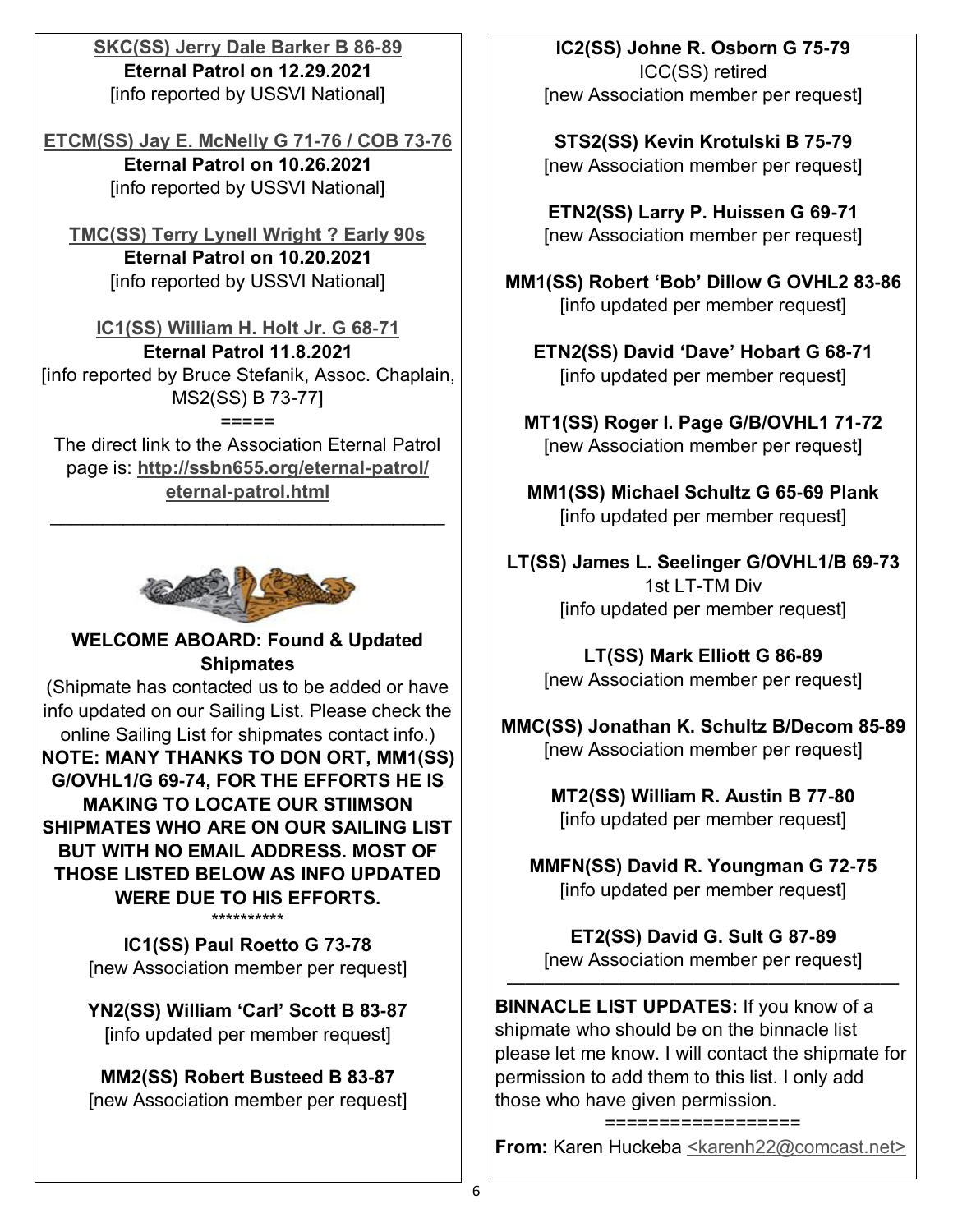**SKC(SS) Jerry Dale Barker B 86-89**
**Eternal Patrol on 12.29.2021**
[info reported by USSVI National]

**ETCM(SS) Jay E. McNelly G 71-76 / COB 73-76**
**Eternal Patrol on 10.26.2021**
[info reported by USSVI National]

**TMC(SS) Terry Lynell Wright ? Early 90s**
**Eternal Patrol on 10.20.2021**
[info reported by USSVI National]

**IC1(SS) William H. Holt Jr. G 68-71**
**Eternal Patrol 11.8.2021**
[info reported by Bruce Stefanik, Assoc. Chaplain, MS2(SS) B 73-77]

=====

The direct link to the Association Eternal Patrol page is: **http://ssbn655.org/eternal-patrol/eternal-patrol.html**

---

## WELCOME ABOARD: Found & Updated Shipmates

(Shipmate has contacted us to be added or have info updated on our Sailing List. Please check the online Sailing List for shipmates contact info.)

**NOTE: MANY THANKS TO DON ORT, MM1(SS) G/OVHL1/G 69-74, FOR THE EFFORTS HE IS MAKING TO LOCATE OUR STIIMSON SHIPMATES WHO ARE ON OUR SAILING LIST BUT WITH NO EMAIL ADDRESS. MOST OF THOSE LISTED BELOW AS INFO UPDATED WERE DUE TO HIS EFFORTS.**

**********

**IC1(SS) Paul Roetto G 73-78**
[new Association member per request]

**YN2(SS) William 'Carl' Scott B 83-87**
[info updated per member request]

**MM2(SS) Robert Busteed B 83-87**
[new Association member per request]

**IC2(SS) Johne R. Osborn G 75-79**
ICC(SS) retired
[new Association member per request]

**STS2(SS) Kevin Krotulski B 75-79**
[new Association member per request]

**ETN2(SS) Larry P. Huissen G 69-71**
[new Association member per request]

**MM1(SS) Robert 'Bob' Dillow G OVHL2 83-86**
[info updated per member request]

**ETN2(SS) David 'Dave' Hobart G 68-71**
[info updated per member request]

**MT1(SS) Roger I. Page G/B/OVHL1 71-72**
[new Association member per request]

**MM1(SS) Michael Schultz G 65-69 Plank**
[info updated per member request]

**LT(SS) James L. Seelinger G/OVHL1/B 69-73**
1st LT-TM Div
[info updated per member request]

**LT(SS) Mark Elliott G 86-89**
[new Association member per request]

**MMC(SS) Jonathan K. Schultz B/Decom 85-89**
[new Association member per request]

**MT2(SS) William R. Austin B 77-80**
[info updated per member request]

**MMFN(SS) David R. Youngman G 72-75**
[info updated per member request]

**ET2(SS) David G. Sult G 87-89**
[new Association member per request]

---

**BINNACLE LIST UPDATES:** If you know of a shipmate who should be on the binnacle list please let me know. I will contact the shipmate for permission to add them to this list. I only add those who have given permission.

=================

**From:** Karen Huckeba <karenh22@comcast.net>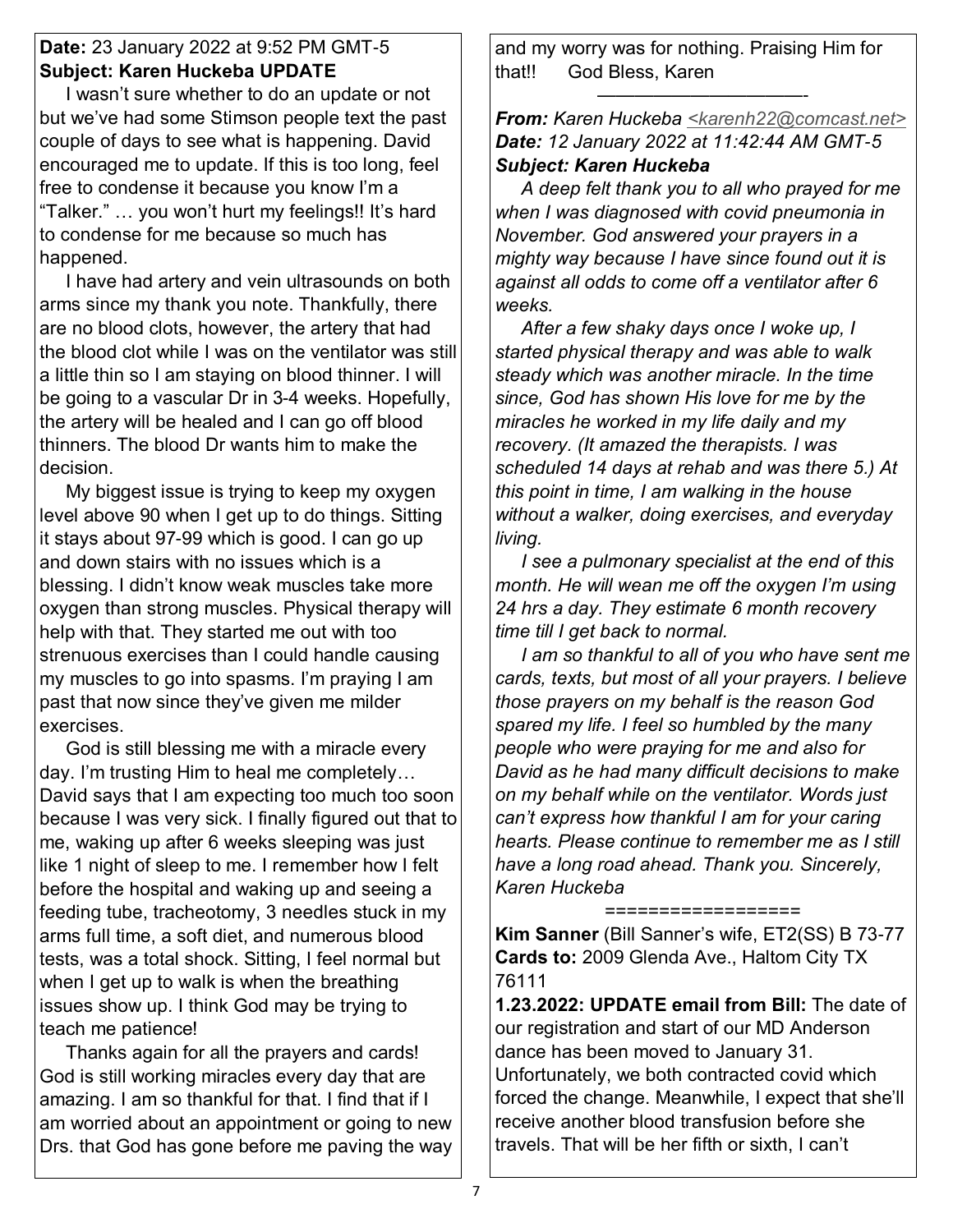**Date:** 23 January 2022 at 9:52 PM GMT-5
**Subject: Karen Huckeba UPDATE**

I wasn't sure whether to do an update or not but we've had some Stimson people text the past couple of days to see what is happening. David encouraged me to update. If this is too long, feel free to condense it because you know I'm a "Talker." … you won't hurt my feelings!! It's hard to condense for me because so much has happened.

I have had artery and vein ultrasounds on both arms since my thank you note. Thankfully, there are no blood clots, however, the artery that had the blood clot while I was on the ventilator was still a little thin so I am staying on blood thinner. I will be going to a vascular Dr in 3-4 weeks. Hopefully, the artery will be healed and I can go off blood thinners. The blood Dr wants him to make the decision.

My biggest issue is trying to keep my oxygen level above 90 when I get up to do things. Sitting it stays about 97-99 which is good. I can go up and down stairs with no issues which is a blessing. I didn't know weak muscles take more oxygen than strong muscles. Physical therapy will help with that. They started me out with too strenuous exercises than I could handle causing my muscles to go into spasms. I'm praying I am past that now since they've given me milder exercises.

God is still blessing me with a miracle every day. I'm trusting Him to heal me completely… David says that I am expecting too much too soon because I was very sick. I finally figured out that to me, waking up after 6 weeks sleeping was just like 1 night of sleep to me. I remember how I felt before the hospital and waking up and seeing a feeding tube, tracheotomy, 3 needles stuck in my arms full time, a soft diet, and numerous blood tests, was a total shock. Sitting, I feel normal but when I get up to walk is when the breathing issues show up. I think God may be trying to teach me patience!

Thanks again for all the prayers and cards! God is still working miracles every day that are amazing. I am so thankful for that. I find that if I am worried about an appointment or going to new Drs. that God has gone before me paving the way and my worry was for nothing. Praising Him for that!! God Bless, Karen

———————————-

***From:** Karen Huckeba <karenh22@comcast.net>*
***Date:** 12 January 2022 at 11:42:44 AM GMT-5*
***Subject: Karen Huckeba***

*A deep felt thank you to all who prayed for me when I was diagnosed with covid pneumonia in November. God answered your prayers in a mighty way because I have since found out it is against all odds to come off a ventilator after 6 weeks.*

*After a few shaky days once I woke up, I started physical therapy and was able to walk steady which was another miracle. In the time since, God has shown His love for me by the miracles he worked in my life daily and my recovery. (It amazed the therapists. I was scheduled 14 days at rehab and was there 5.) At this point in time, I am walking in the house without a walker, doing exercises, and everyday living.*

*I see a pulmonary specialist at the end of this month. He will wean me off the oxygen I'm using 24 hrs a day. They estimate 6 month recovery time till I get back to normal.*

*I am so thankful to all of you who have sent me cards, texts, but most of all your prayers. I believe those prayers on my behalf is the reason God spared my life. I feel so humbled by the many people who were praying for me and also for David as he had many difficult decisions to make on my behalf while on the ventilator. Words just can't express how thankful I am for your caring hearts. Please continue to remember me as I still have a long road ahead. Thank you. Sincerely, Karen Huckeba*

==================

**Kim Sanner** (Bill Sanner's wife, ET2(SS) B 73-77
**Cards to:** 2009 Glenda Ave., Haltom City TX 76111

**1.23.2022: UPDATE email from Bill:** The date of our registration and start of our MD Anderson dance has been moved to January 31. Unfortunately, we both contracted covid which forced the change. Meanwhile, I expect that she'll receive another blood transfusion before she travels. That will be her fifth or sixth, I can't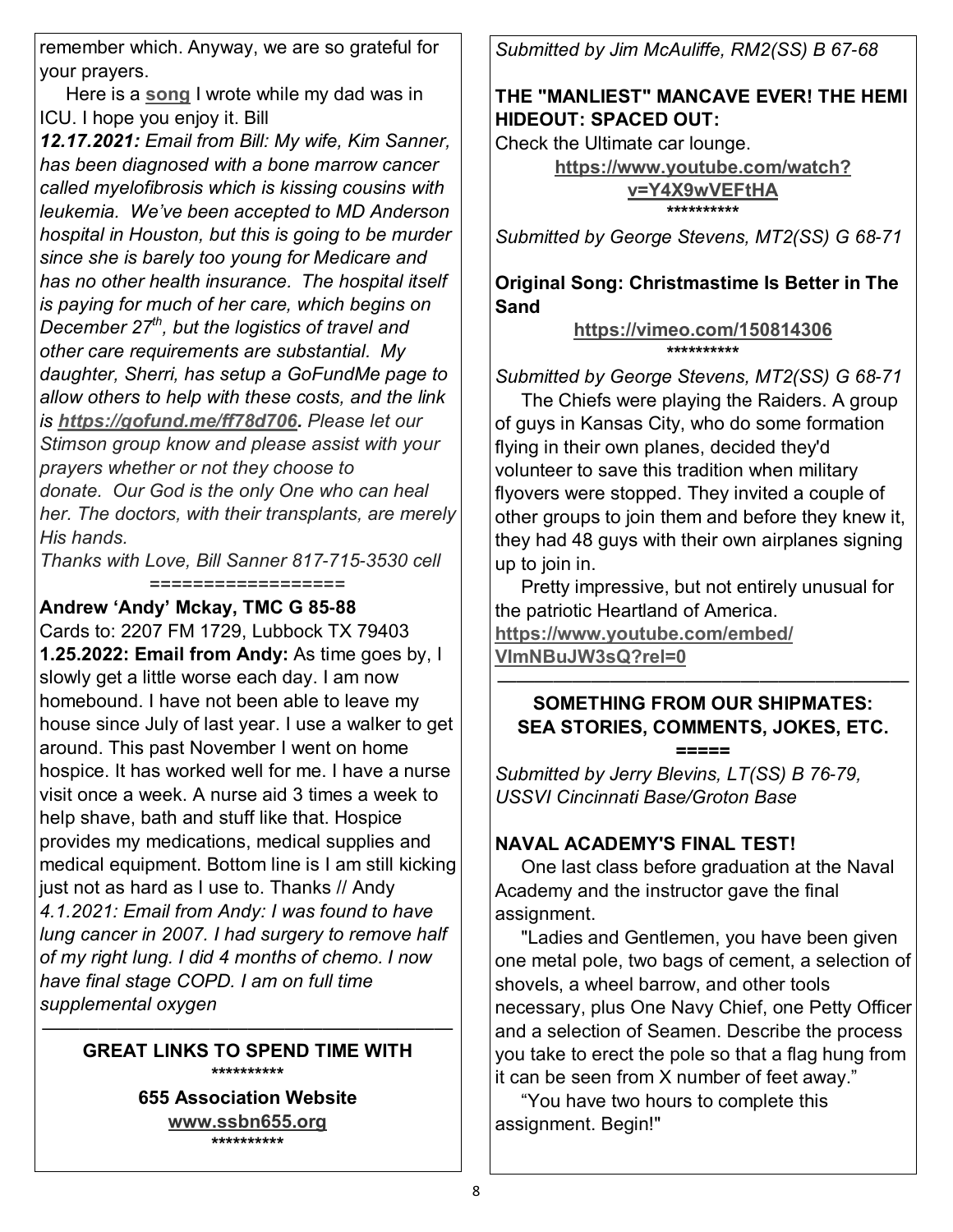remember which. Anyway, we are so grateful for your prayers.

Here is a **song** I wrote while my dad was in ICU. I hope you enjoy it. Bill

***12.17.2021:*** *Email from Bill: My wife, Kim Sanner, has been diagnosed with a bone marrow cancer called myelofibrosis which is kissing cousins with leukemia. We've been accepted to MD Anderson hospital in Houston, but this is going to be murder since she is barely too young for Medicare and has no other health insurance. The hospital itself is paying for much of her care, which begins on December 27th, but the logistics of travel and other care requirements are substantial. My daughter, Sherri, has setup a GoFundMe page to allow others to help with these costs, and the link is* ***https://gofund.me/ff78d706****. Please let our Stimson group know and please assist with your prayers whether or not they choose to donate. Our God is the only One who can heal her. The doctors, with their transplants, are merely His hands.*

*Thanks with Love, Bill Sanner 817-715-3530 cell*

=================

**Andrew 'Andy' Mckay, TMC G 85-88**

Cards to: 2207 FM 1729, Lubbock TX 79403

**1.25.2022: Email from Andy:** As time goes by, I slowly get a little worse each day. I am now homebound. I have not been able to leave my house since July of last year. I use a walker to get around. This past November I went on home hospice. It has worked well for me. I have a nurse visit once a week. A nurse aid 3 times a week to help shave, bath and stuff like that. Hospice provides my medications, medical supplies and medical equipment. Bottom line is I am still kicking just not as hard as I use to. Thanks // Andy

*4.1.2021: Email from Andy: I was found to have lung cancer in 2007. I had surgery to remove half of my right lung. I did 4 months of chemo. I now have final stage COPD. I am on full time supplemental oxygen*

---

## GREAT LINKS TO SPEND TIME WITH

**********

**655 Association Website**

**www.ssbn655.org**

**********

*Submitted by Jim McAuliffe, RM2(SS) B 67-68*

**THE "MANLIEST" MANCAVE EVER! THE HEMI HIDEOUT: SPACED OUT:**

Check the Ultimate car lounge.

**https://www.youtube.com/watch?v=Y4X9wVEFtHA**

**********

*Submitted by George Stevens, MT2(SS) G 68-71*

**Original Song: Christmastime Is Better in The Sand**

**https://vimeo.com/150814306**

**********

*Submitted by George Stevens, MT2(SS) G 68-71*

The Chiefs were playing the Raiders. A group of guys in Kansas City, who do some formation flying in their own planes, decided they'd volunteer to save this tradition when military flyovers were stopped. They invited a couple of other groups to join them and before they knew it, they had 48 guys with their own airplanes signing up to join in.

Pretty impressive, but not entirely unusual for the patriotic Heartland of America.

**https://www.youtube.com/embed/VImNBuJW3sQ?rel=0**

---

## SOMETHING FROM OUR SHIPMATES: SEA STORIES, COMMENTS, JOKES, ETC.

**=====**

*Submitted by Jerry Blevins, LT(SS) B 76-79, USSVI Cincinnati Base/Groton Base*

**NAVAL ACADEMY'S FINAL TEST!**

One last class before graduation at the Naval Academy and the instructor gave the final assignment.

"Ladies and Gentlemen, you have been given one metal pole, two bags of cement, a selection of shovels, a wheel barrow, and other tools necessary, plus One Navy Chief, one Petty Officer and a selection of Seamen. Describe the process you take to erect the pole so that a flag hung from it can be seen from X number of feet away."

"You have two hours to complete this assignment. Begin!"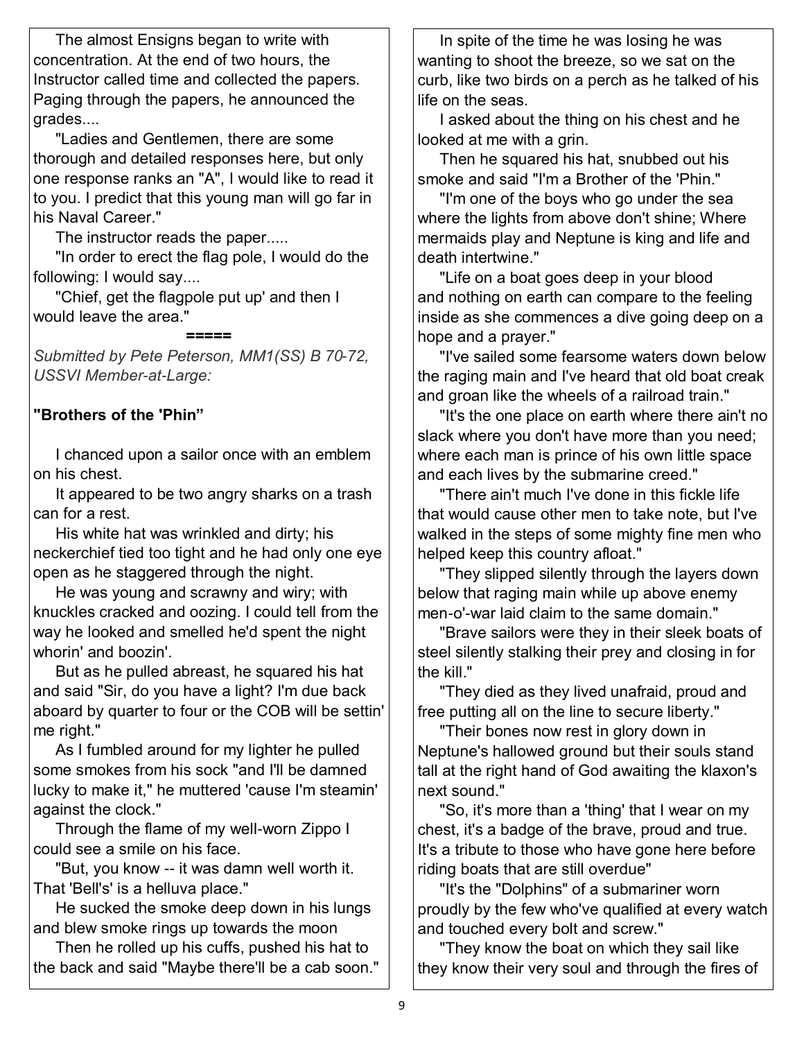The almost Ensigns began to write with concentration. At the end of two hours, the Instructor called time and collected the papers. Paging through the papers, he announced the grades....

"Ladies and Gentlemen, there are some thorough and detailed responses here, but only one response ranks an "A", I would like to read it to you. I predict that this young man will go far in his Naval Career."

The instructor reads the paper.....

"In order to erect the flag pole, I would do the following: I would say....

"Chief, get the flagpole put up' and then I would leave the area."

=====

*Submitted by Pete Peterson, MM1(SS) B 70-72, USSVI Member-at-Large:*

**"Brothers of the 'Phin"**

I chanced upon a sailor once with an emblem on his chest.

It appeared to be two angry sharks on a trash can for a rest.

His white hat was wrinkled and dirty; his neckerchief tied too tight and he had only one eye open as he staggered through the night.

He was young and scrawny and wiry; with knuckles cracked and oozing. I could tell from the way he looked and smelled he'd spent the night whorin' and boozin'.

But as he pulled abreast, he squared his hat and said "Sir, do you have a light? I'm due back aboard by quarter to four or the COB will be settin' me right."

As I fumbled around for my lighter he pulled some smokes from his sock "and I'll be damned lucky to make it," he muttered 'cause I'm steamin' against the clock."

Through the flame of my well-worn Zippo I could see a smile on his face.

"But, you know -- it was damn well worth it. That 'Bell's' is a helluva place."

He sucked the smoke deep down in his lungs and blew smoke rings up towards the moon

Then he rolled up his cuffs, pushed his hat to the back and said "Maybe there'll be a cab soon."

In spite of the time he was losing he was wanting to shoot the breeze, so we sat on the curb, like two birds on a perch as he talked of his life on the seas.

I asked about the thing on his chest and he looked at me with a grin.

Then he squared his hat, snubbed out his smoke and said "I'm a Brother of the 'Phin."

"I'm one of the boys who go under the sea where the lights from above don't shine; Where mermaids play and Neptune is king and life and death intertwine."

"Life on a boat goes deep in your blood and nothing on earth can compare to the feeling inside as she commences a dive going deep on a hope and a prayer."

"I've sailed some fearsome waters down below the raging main and I've heard that old boat creak and groan like the wheels of a railroad train."

"It's the one place on earth where there ain't no slack where you don't have more than you need; where each man is prince of his own little space and each lives by the submarine creed."

"There ain't much I've done in this fickle life that would cause other men to take note, but I've walked in the steps of some mighty fine men who helped keep this country afloat."

"They slipped silently through the layers down below that raging main while up above enemy men-o'-war laid claim to the same domain."

"Brave sailors were they in their sleek boats of steel silently stalking their prey and closing in for the kill."

"They died as they lived unafraid, proud and free putting all on the line to secure liberty."

"Their bones now rest in glory down in Neptune's hallowed ground but their souls stand tall at the right hand of God awaiting the klaxon's next sound."

"So, it's more than a 'thing' that I wear on my chest, it's a badge of the brave, proud and true. It's a tribute to those who have gone here before riding boats that are still overdue"

"It's the "Dolphins" of a submariner worn proudly by the few who've qualified at every watch and touched every bolt and screw."

"They know the boat on which they sail like they know their very soul and through the fires of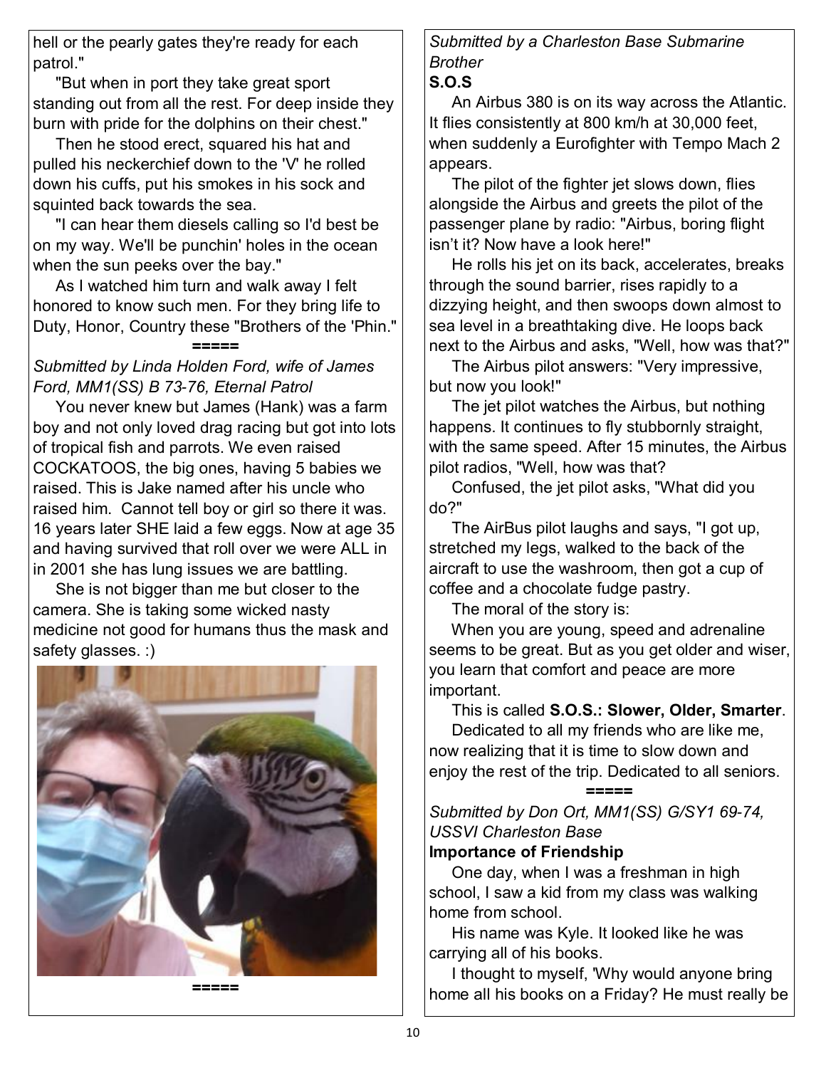hell or the pearly gates they're ready for each patrol."

"But when in port they take great sport standing out from all the rest. For deep inside they burn with pride for the dolphins on their chest."

Then he stood erect, squared his hat and pulled his neckerchief down to the 'V' he rolled down his cuffs, put his smokes in his sock and squinted back towards the sea.

"I can hear them diesels calling so I'd best be on my way. We'll be punchin' holes in the ocean when the sun peeks over the bay."

As I watched him turn and walk away I felt honored to know such men. For they bring life to Duty, Honor, Country these "Brothers of the 'Phin."

=====

*Submitted by Linda Holden Ford, wife of James Ford, MM1(SS) B 73-76, Eternal Patrol*

You never knew but James (Hank) was a farm boy and not only loved drag racing but got into lots of tropical fish and parrots. We even raised COCKATOOS, the big ones, having 5 babies we raised. This is Jake named after his uncle who raised him. Cannot tell boy or girl so there it was. 16 years later SHE laid a few eggs. Now at age 35 and having survived that roll over we were ALL in in 2001 she has lung issues we are battling.

She is not bigger than me but closer to the camera. She is taking some wicked nasty medicine not good for humans thus the mask and safety glasses. :)

=====

*Submitted by a Charleston Base Submarine Brother*

**S.O.S**

An Airbus 380 is on its way across the Atlantic. It flies consistently at 800 km/h at 30,000 feet, when suddenly a Eurofighter with Tempo Mach 2 appears.

The pilot of the fighter jet slows down, flies alongside the Airbus and greets the pilot of the passenger plane by radio: "Airbus, boring flight isn't it? Now have a look here!"

He rolls his jet on its back, accelerates, breaks through the sound barrier, rises rapidly to a dizzying height, and then swoops down almost to sea level in a breathtaking dive. He loops back next to the Airbus and asks, "Well, how was that?"

The Airbus pilot answers: "Very impressive, but now you look!"

The jet pilot watches the Airbus, but nothing happens. It continues to fly stubbornly straight, with the same speed. After 15 minutes, the Airbus pilot radios, "Well, how was that?

Confused, the jet pilot asks, "What did you do?"

The AirBus pilot laughs and says, "I got up, stretched my legs, walked to the back of the aircraft to use the washroom, then got a cup of coffee and a chocolate fudge pastry.

The moral of the story is:

When you are young, speed and adrenaline seems to be great. But as you get older and wiser, you learn that comfort and peace are more important.

This is called **S.O.S.: Slower, Older, Smarter**.

Dedicated to all my friends who are like me, now realizing that it is time to slow down and enjoy the rest of the trip. Dedicated to all seniors.

=====

*Submitted by Don Ort, MM1(SS) G/SY1 69-74, USSVI Charleston Base*

**Importance of Friendship**

One day, when I was a freshman in high school, I saw a kid from my class was walking home from school.

His name was Kyle. It looked like he was carrying all of his books.

I thought to myself, 'Why would anyone bring home all his books on a Friday? He must really be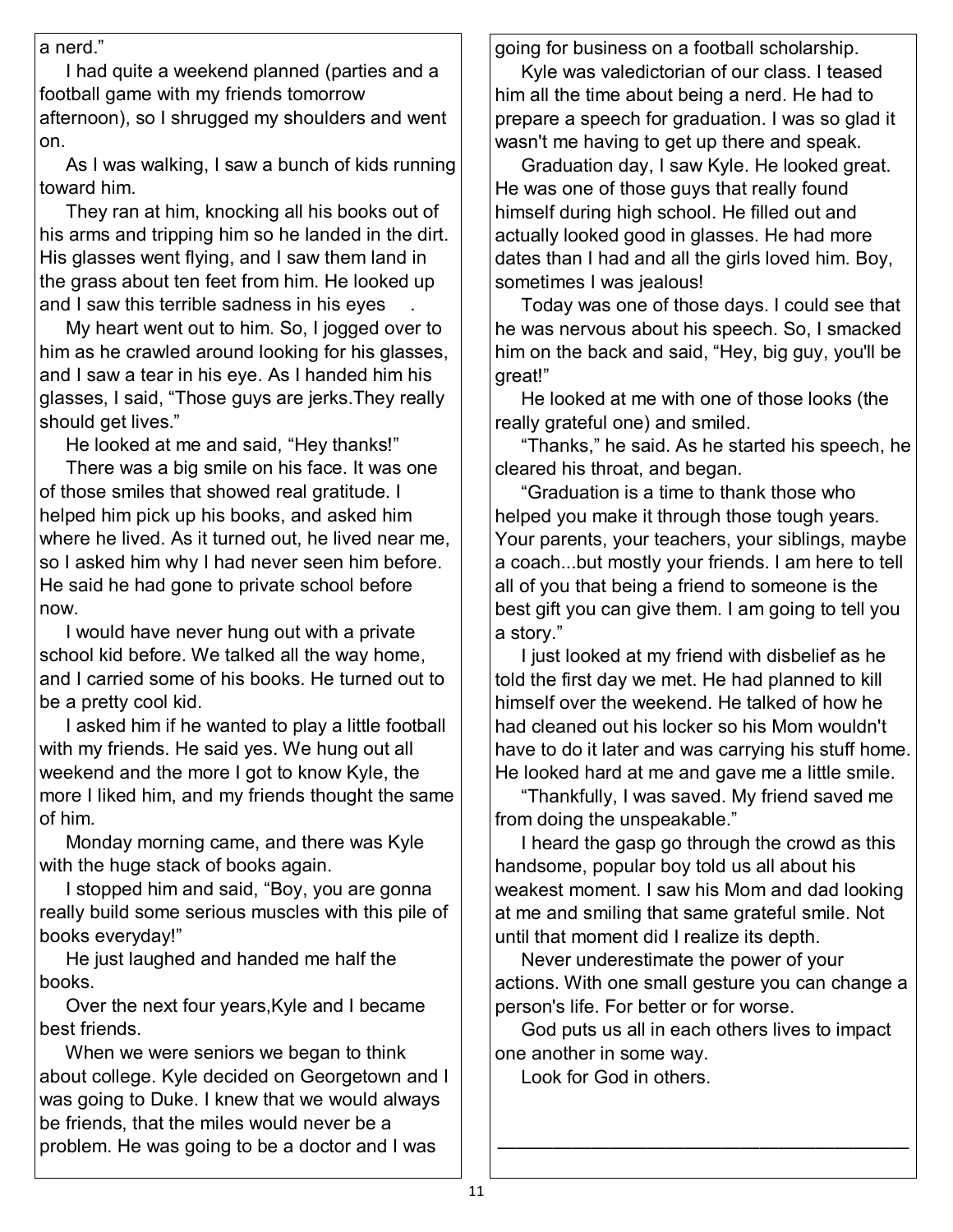a nerd."

I had quite a weekend planned (parties and a football game with my friends tomorrow afternoon), so I shrugged my shoulders and went on.

As I was walking, I saw a bunch of kids running toward him.

They ran at him, knocking all his books out of his arms and tripping him so he landed in the dirt. His glasses went flying, and I saw them land in the grass about ten feet from him. He looked up and I saw this terrible sadness in his eyes .

My heart went out to him. So, I jogged over to him as he crawled around looking for his glasses, and I saw a tear in his eye. As I handed him his glasses, I said, "Those guys are jerks.They really should get lives."

He looked at me and said, "Hey thanks!"

There was a big smile on his face. It was one of those smiles that showed real gratitude. I helped him pick up his books, and asked him where he lived. As it turned out, he lived near me, so I asked him why I had never seen him before. He said he had gone to private school before now.

I would have never hung out with a private school kid before. We talked all the way home, and I carried some of his books. He turned out to be a pretty cool kid.

I asked him if he wanted to play a little football with my friends. He said yes. We hung out all weekend and the more I got to know Kyle, the more I liked him, and my friends thought the same of him.

Monday morning came, and there was Kyle with the huge stack of books again.

I stopped him and said, "Boy, you are gonna really build some serious muscles with this pile of books everyday!"

He just laughed and handed me half the books.

Over the next four years,Kyle and I became best friends.

When we were seniors we began to think about college. Kyle decided on Georgetown and I was going to Duke. I knew that we would always be friends, that the miles would never be a problem. He was going to be a doctor and I was going for business on a football scholarship.

Kyle was valedictorian of our class. I teased him all the time about being a nerd. He had to prepare a speech for graduation. I was so glad it wasn't me having to get up there and speak.

Graduation day, I saw Kyle. He looked great. He was one of those guys that really found himself during high school. He filled out and actually looked good in glasses. He had more dates than I had and all the girls loved him. Boy, sometimes I was jealous!

Today was one of those days. I could see that he was nervous about his speech. So, I smacked him on the back and said, "Hey, big guy, you'll be great!"

He looked at me with one of those looks (the really grateful one) and smiled.

"Thanks," he said. As he started his speech, he cleared his throat, and began.

"Graduation is a time to thank those who helped you make it through those tough years. Your parents, your teachers, your siblings, maybe a coach...but mostly your friends. I am here to tell all of you that being a friend to someone is the best gift you can give them. I am going to tell you a story."

I just looked at my friend with disbelief as he told the first day we met. He had planned to kill himself over the weekend. He talked of how he had cleaned out his locker so his Mom wouldn't have to do it later and was carrying his stuff home. He looked hard at me and gave me a little smile.

"Thankfully, I was saved. My friend saved me from doing the unspeakable."

I heard the gasp go through the crowd as this handsome, popular boy told us all about his weakest moment. I saw his Mom and dad looking at me and smiling that same grateful smile. Not until that moment did I realize its depth.

Never underestimate the power of your actions. With one small gesture you can change a person's life. For better or for worse.

God puts us all in each others lives to impact one another in some way.

Look for God in others.

---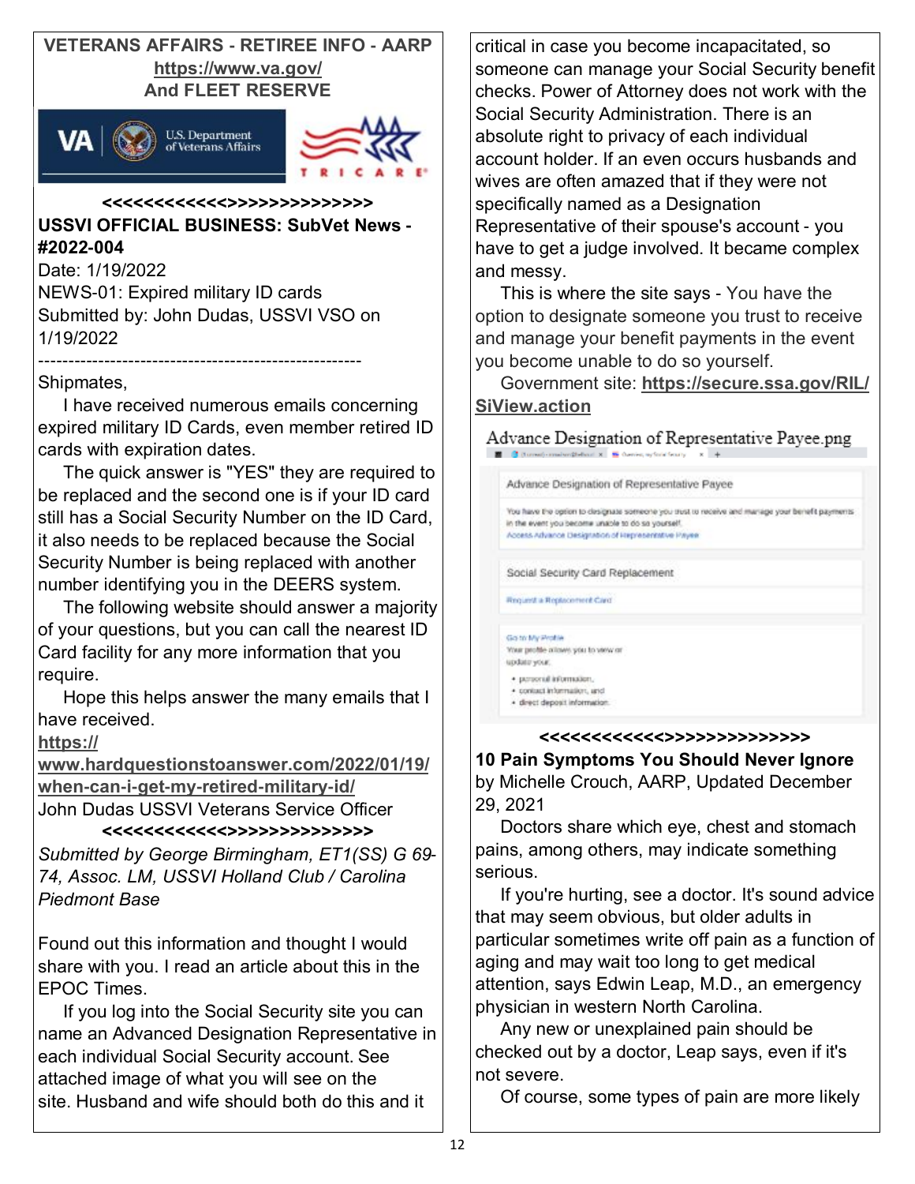**VETERANS AFFAIRS - RETIREE INFO - AARP**
**https://www.va.gov/**
**And FLEET RESERVE**

<<<<<<<<<<<<>>>>>>>>>>>>>

**USSVI OFFICIAL BUSINESS: SubVet News - #2022-004**

Date: 1/19/2022

NEWS-01: Expired military ID cards

Submitted by: John Dudas, USSVI VSO on 1/19/2022

-----------------------------------------------------

Shipmates,

I have received numerous emails concerning expired military ID Cards, even member retired ID cards with expiration dates.

The quick answer is "YES" they are required to be replaced and the second one is if your ID card still has a Social Security Number on the ID Card, it also needs to be replaced because the Social Security Number is being replaced with another number identifying you in the DEERS system.

The following website should answer a majority of your questions, but you can call the nearest ID Card facility for any more information that you require.

Hope this helps answer the many emails that I have received.

**https://www.hardquestionstoanswer.com/2022/01/19/when-can-i-get-my-retired-military-id/**

John Dudas USSVI Veterans Service Officer

<<<<<<<<<<<<>>>>>>>>>>>>>

*Submitted by George Birmingham, ET1(SS) G 69-74, Assoc. LM, USSVI Holland Club / Carolina Piedmont Base*

Found out this information and thought I would share with you. I read an article about this in the EPOC Times.

If you log into the Social Security site you can name an Advanced Designation Representative in each individual Social Security account. See attached image of what you will see on the site. Husband and wife should both do this and it critical in case you become incapacitated, so someone can manage your Social Security benefit checks. Power of Attorney does not work with the Social Security Administration. There is an absolute right to privacy of each individual account holder. If an even occurs husbands and wives are often amazed that if they were not specifically named as a Designation Representative of their spouse's account - you have to get a judge involved. It became complex and messy.

This is where the site says - You have the option to designate someone you trust to receive and manage your benefit payments in the event you become unable to do so yourself.

Government site: **https://secure.ssa.gov/RIL/SiView.action**

Advance Designation of Representative Payee.png

<<<<<<<<<<<<>>>>>>>>>>>>>

**10 Pain Symptoms You Should Never Ignore**

by Michelle Crouch, AARP, Updated December 29, 2021

Doctors share which eye, chest and stomach pains, among others, may indicate something serious.

If you're hurting, see a doctor. It's sound advice that may seem obvious, but older adults in particular sometimes write off pain as a function of aging and may wait too long to get medical attention, says Edwin Leap, M.D., an emergency physician in western North Carolina.

Any new or unexplained pain should be checked out by a doctor, Leap says, even if it's not severe.

Of course, some types of pain are more likely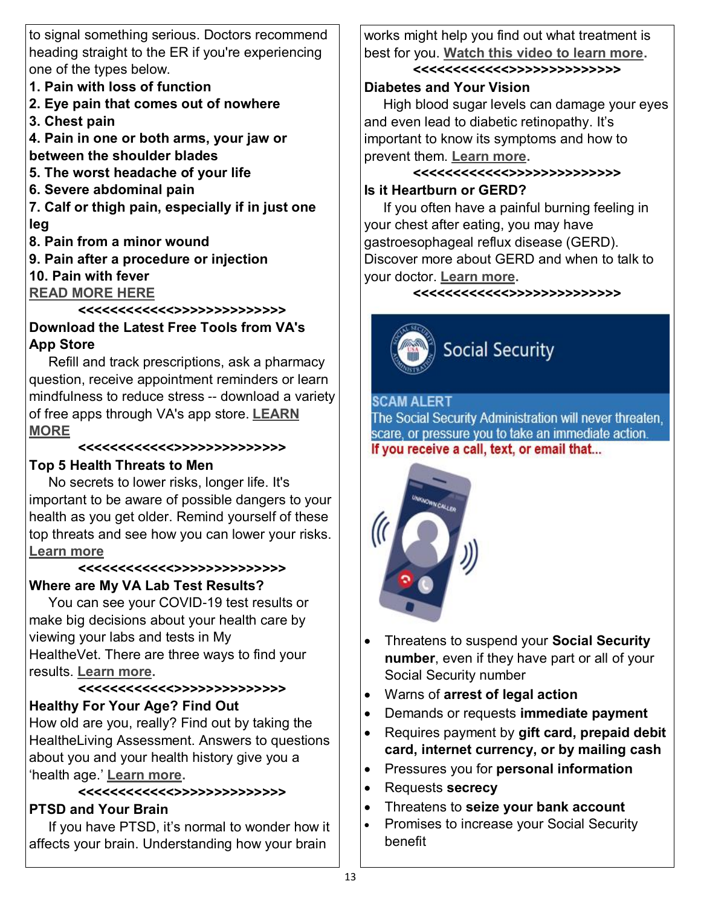to signal something serious. Doctors recommend heading straight to the ER if you're experiencing one of the types below.

**1. Pain with loss of function**
**2. Eye pain that comes out of nowhere**
**3. Chest pain**
**4. Pain in one or both arms, your jaw or between the shoulder blades**
**5. The worst headache of your life**
**6. Severe abdominal pain**
**7. Calf or thigh pain, especially if in just one leg**
**8. Pain from a minor wound**
**9. Pain after a procedure or injection**
**10. Pain with fever**

READ MORE HERE

<<<<<<<<<<<<>>>>>>>>>>>>>

**Download the Latest Free Tools from VA's App Store**

Refill and track prescriptions, ask a pharmacy question, receive appointment reminders or learn mindfulness to reduce stress -- download a variety of free apps through VA's app store. **LEARN MORE**

<<<<<<<<<<<<>>>>>>>>>>>>>

**Top 5 Health Threats to Men**

No secrets to lower risks, longer life. It's important to be aware of possible dangers to your health as you get older. Remind yourself of these top threats and see how you can lower your risks. **Learn more**

<<<<<<<<<<<<>>>>>>>>>>>>>

**Where are My VA Lab Test Results?**

You can see your COVID-19 test results or make big decisions about your health care by viewing your labs and tests in My HealtheVet. There are three ways to find your results. **Learn more**.

<<<<<<<<<<<<>>>>>>>>>>>>>

**Healthy For Your Age? Find Out**

How old are you, really? Find out by taking the HealtheLiving Assessment. Answers to questions about you and your health history give you a 'health age.' **Learn more**.

<<<<<<<<<<<<>>>>>>>>>>>>>

**PTSD and Your Brain**

If you have PTSD, it's normal to wonder how it affects your brain. Understanding how your brain works might help you find out what treatment is best for you. **Watch this video to learn more**.

<<<<<<<<<<<<>>>>>>>>>>>>>

**Diabetes and Your Vision**

High blood sugar levels can damage your eyes and even lead to diabetic retinopathy. It's important to know its symptoms and how to prevent them. **Learn more**.

<<<<<<<<<<<<>>>>>>>>>>>>>

**Is it Heartburn or GERD?**

If you often have a painful burning feeling in your chest after eating, you may have gastroesophageal reflux disease (GERD). Discover more about GERD and when to talk to your doctor. **Learn more**.

<<<<<<<<<<<<>>>>>>>>>>>>>

Social Security

SCAM ALERT

The Social Security Administration will never threaten, scare, or pressure you to take an immediate action.

If you receive a call, text, or email that...

- Threatens to suspend your **Social Security number**, even if they have part or all of your Social Security number
- Warns of **arrest of legal action**
- Demands or requests **immediate payment**
- Requires payment by **gift card, prepaid debit card, internet currency, or by mailing cash**
- Pressures you for **personal information**
- Requests **secrecy**
- Threatens to **seize your bank account**
- Promises to increase your Social Security benefit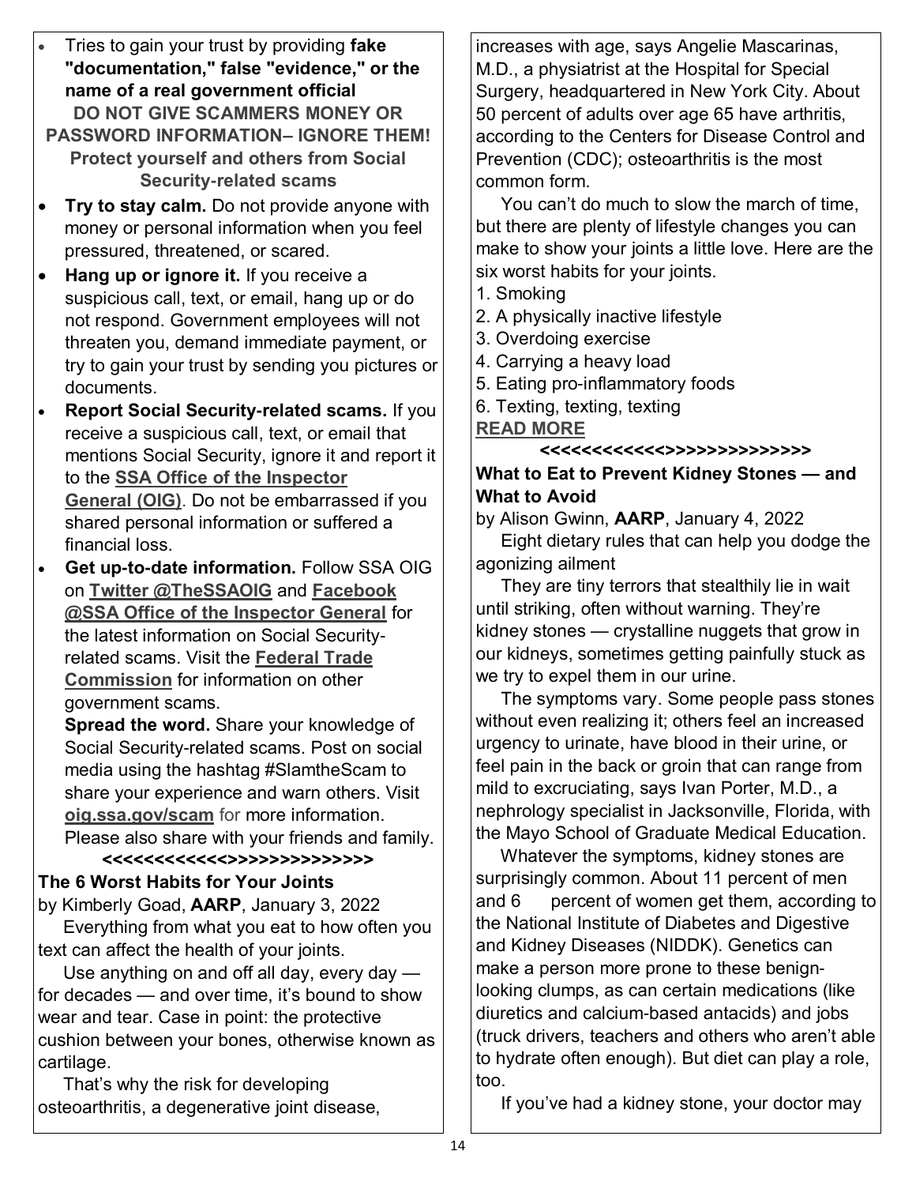- Tries to gain your trust by providing **fake "documentation," false "evidence," or the name of a real government official**

**DO NOT GIVE SCAMMERS MONEY OR PASSWORD INFORMATION– IGNORE THEM!**

**Protect yourself and others from Social Security-related scams**

- **Try to stay calm.** Do not provide anyone with money or personal information when you feel pressured, threatened, or scared.
- **Hang up or ignore it.** If you receive a suspicious call, text, or email, hang up or do not respond. Government employees will not threaten you, demand immediate payment, or try to gain your trust by sending you pictures or documents.
- **Report Social Security-related scams.** If you receive a suspicious call, text, or email that mentions Social Security, ignore it and report it to the **SSA Office of the Inspector General (OIG)**. Do not be embarrassed if you shared personal information or suffered a financial loss.
- **Get up-to-date information.** Follow SSA OIG on **Twitter @TheSSAOIG** and **Facebook @SSA Office of the Inspector General** for the latest information on Social Security-related scams. Visit the **Federal Trade Commission** for information on other government scams.

  **Spread the word.** Share your knowledge of Social Security-related scams. Post on social media using the hashtag #SlamtheScam to share your experience and warn others. Visit **oig.ssa.gov/scam** for more information. Please also share with your friends and family.

**<<<<<<<<<<<<>>>>>>>>>>>>>**

**The 6 Worst Habits for Your Joints**

by Kimberly Goad, **AARP**, January 3, 2022

Everything from what you eat to how often you text can affect the health of your joints.

Use anything on and off all day, every day — for decades — and over time, it's bound to show wear and tear. Case in point: the protective cushion between your bones, otherwise known as cartilage.

That's why the risk for developing osteoarthritis, a degenerative joint disease, increases with age, says Angelie Mascarinas, M.D., a physiatrist at the Hospital for Special Surgery, headquartered in New York City. About 50 percent of adults over age 65 have arthritis, according to the Centers for Disease Control and Prevention (CDC); osteoarthritis is the most common form.

You can't do much to slow the march of time, but there are plenty of lifestyle changes you can make to show your joints a little love. Here are the six worst habits for your joints.

1. Smoking
2. A physically inactive lifestyle
3. Overdoing exercise
4. Carrying a heavy load
5. Eating pro-inflammatory foods
6. Texting, texting, texting

**READ MORE**

**<<<<<<<<<<<<>>>>>>>>>>>>>**

**What to Eat to Prevent Kidney Stones — and What to Avoid**

by Alison Gwinn, **AARP**, January 4, 2022

Eight dietary rules that can help you dodge the agonizing ailment

They are tiny terrors that stealthily lie in wait until striking, often without warning. They're kidney stones — crystalline nuggets that grow in our kidneys, sometimes getting painfully stuck as we try to expel them in our urine.

The symptoms vary. Some people pass stones without even realizing it; others feel an increased urgency to urinate, have blood in their urine, or feel pain in the back or groin that can range from mild to excruciating, says Ivan Porter, M.D., a nephrology specialist in Jacksonville, Florida, with the Mayo School of Graduate Medical Education.

Whatever the symptoms, kidney stones are surprisingly common. About 11 percent of men and 6 percent of women get them, according to the National Institute of Diabetes and Digestive and Kidney Diseases (NIDDK). Genetics can make a person more prone to these benign-looking clumps, as can certain medications (like diuretics and calcium-based antacids) and jobs (truck drivers, teachers and others who aren't able to hydrate often enough). But diet can play a role, too.

If you've had a kidney stone, your doctor may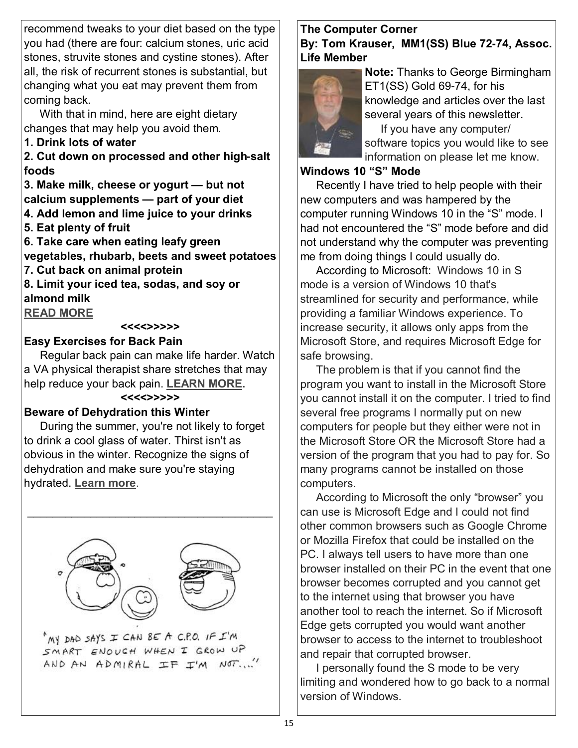recommend tweaks to your diet based on the type you had (there are four: calcium stones, uric acid stones, struvite stones and cystine stones). After all, the risk of recurrent stones is substantial, but changing what you eat may prevent them from coming back.

With that in mind, here are eight dietary changes that may help you avoid them.

**1. Drink lots of water**
**2. Cut down on processed and other high-salt foods**
**3. Make milk, cheese or yogurt — but not calcium supplements — part of your diet**
**4. Add lemon and lime juice to your drinks**
**5. Eat plenty of fruit**
**6. Take care when eating leafy green vegetables, rhubarb, beets and sweet potatoes**
**7. Cut back on animal protein**
**8. Limit your iced tea, sodas, and soy or almond milk**

**READ MORE**

<<<<>>>>>

**Easy Exercises for Back Pain**

Regular back pain can make life harder. Watch a VA physical therapist share stretches that may help reduce your back pain. **LEARN MORE.**

<<<<>>>>>

**Beware of Dehydration this Winter**

During the summer, you're not likely to forget to drink a cool glass of water. Thirst isn't as obvious in the winter. Recognize the signs of dehydration and make sure you're staying hydrated. **Learn more**.

---

"MY DAD SAYS I CAN BE A C.P.O. IF I'M SMART ENOUGH WHEN I GROW UP AND AN ADMIRAL IF I'M NOT...."

## The Computer Corner
**By: Tom Krauser, MM1(SS) Blue 72-74, Assoc. Life Member**

**Note:** Thanks to George Birmingham ET1(SS) Gold 69-74, for his knowledge and articles over the last several years of this newsletter.

If you have any computer/ software topics you would like to see information on please let me know.

**Windows 10 "S" Mode**

Recently I have tried to help people with their new computers and was hampered by the computer running Windows 10 in the "S" mode. I had not encountered the "S" mode before and did not understand why the computer was preventing me from doing things I could usually do.

According to Microsoft: Windows 10 in S mode is a version of Windows 10 that's streamlined for security and performance, while providing a familiar Windows experience. To increase security, it allows only apps from the Microsoft Store, and requires Microsoft Edge for safe browsing.

The problem is that if you cannot find the program you want to install in the Microsoft Store you cannot install it on the computer. I tried to find several free programs I normally put on new computers for people but they either were not in the Microsoft Store OR the Microsoft Store had a version of the program that you had to pay for. So many programs cannot be installed on those computers.

According to Microsoft the only "browser" you can use is Microsoft Edge and I could not find other common browsers such as Google Chrome or Mozilla Firefox that could be installed on the PC. I always tell users to have more than one browser installed on their PC in the event that one browser becomes corrupted and you cannot get to the internet using that browser you have another tool to reach the internet. So if Microsoft Edge gets corrupted you would want another browser to access to the internet to troubleshoot and repair that corrupted browser.

I personally found the S mode to be very limiting and wondered how to go back to a normal version of Windows.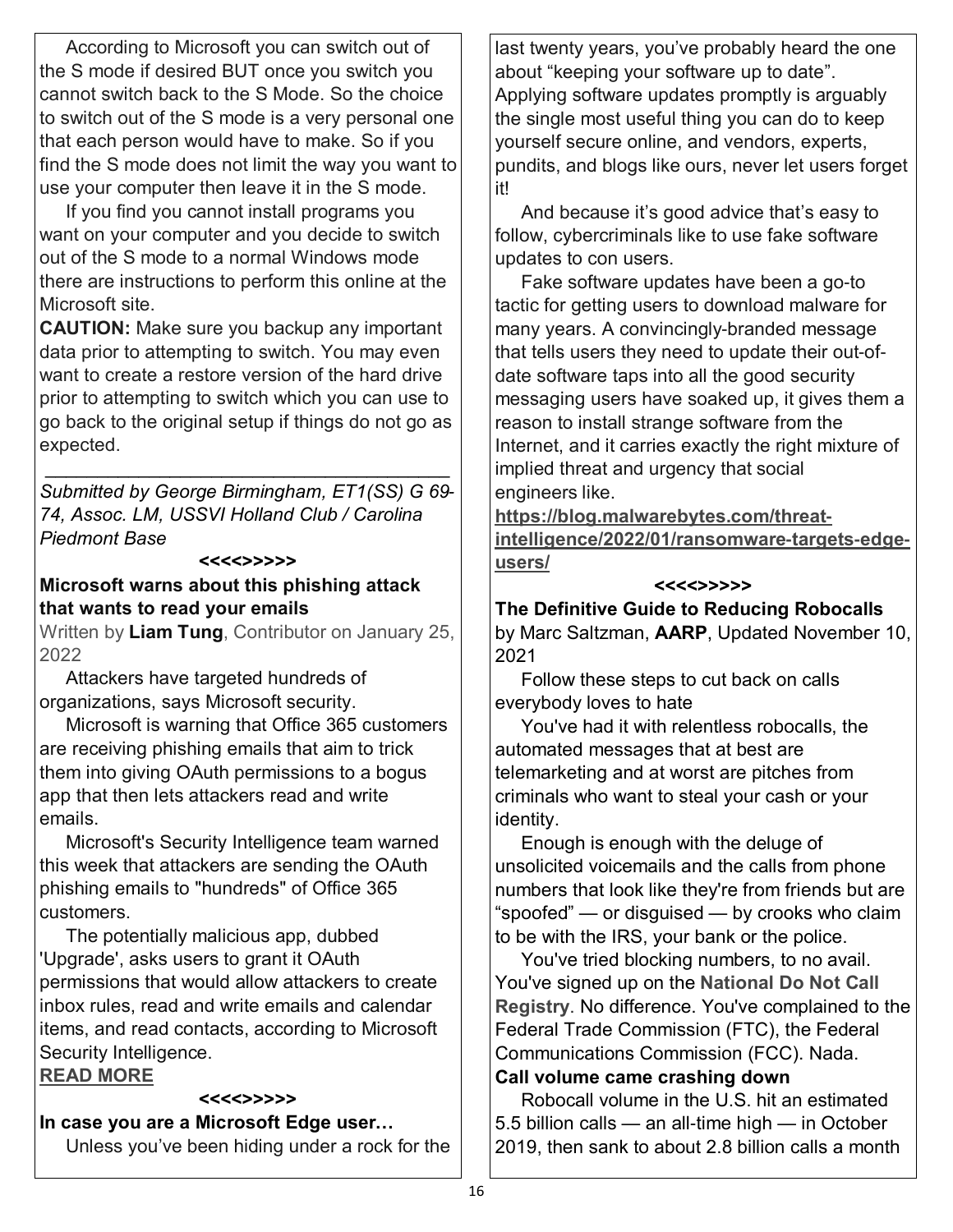According to Microsoft you can switch out of the S mode if desired BUT once you switch you cannot switch back to the S Mode. So the choice to switch out of the S mode is a very personal one that each person would have to make. So if you find the S mode does not limit the way you want to use your computer then leave it in the S mode.

If you find you cannot install programs you want on your computer and you decide to switch out of the S mode to a normal Windows mode there are instructions to perform this online at the Microsoft site.

**CAUTION:** Make sure you backup any important data prior to attempting to switch. You may even want to create a restore version of the hard drive prior to attempting to switch which you can use to go back to the original setup if things do not go as expected.

---

*Submitted by George Birmingham, ET1(SS) G 69-74, Assoc. LM, USSVI Holland Club / Carolina Piedmont Base*

**<<<<>>>>>**

**Microsoft warns about this phishing attack that wants to read your emails**

Written by **Liam Tung**, Contributor on January 25, 2022

Attackers have targeted hundreds of organizations, says Microsoft security.

Microsoft is warning that Office 365 customers are receiving phishing emails that aim to trick them into giving OAuth permissions to a bogus app that then lets attackers read and write emails.

Microsoft's Security Intelligence team warned this week that attackers are sending the OAuth phishing emails to "hundreds" of Office 365 customers.

The potentially malicious app, dubbed 'Upgrade', asks users to grant it OAuth permissions that would allow attackers to create inbox rules, read and write emails and calendar items, and read contacts, according to Microsoft Security Intelligence.

**READ MORE**

**<<<<>>>>>**

**In case you are a Microsoft Edge user…**

Unless you've been hiding under a rock for the last twenty years, you've probably heard the one about "keeping your software up to date". Applying software updates promptly is arguably the single most useful thing you can do to keep yourself secure online, and vendors, experts, pundits, and blogs like ours, never let users forget it!

And because it's good advice that's easy to follow, cybercriminals like to use fake software updates to con users.

Fake software updates have been a go-to tactic for getting users to download malware for many years. A convincingly-branded message that tells users they need to update their out-of-date software taps into all the good security messaging users have soaked up, it gives them a reason to install strange software from the Internet, and it carries exactly the right mixture of implied threat and urgency that social engineers like.

**https://blog.malwarebytes.com/threat-intelligence/2022/01/ransomware-targets-edge-users/**

**<<<<>>>>>**

**The Definitive Guide to Reducing Robocalls**

by Marc Saltzman, **AARP**, Updated November 10, 2021

Follow these steps to cut back on calls everybody loves to hate

You've had it with relentless robocalls, the automated messages that at best are telemarketing and at worst are pitches from criminals who want to steal your cash or your identity.

Enough is enough with the deluge of unsolicited voicemails and the calls from phone numbers that look like they're from friends but are "spoofed" — or disguised — by crooks who claim to be with the IRS, your bank or the police.

You've tried blocking numbers, to no avail. You've signed up on the **National Do Not Call Registry**. No difference. You've complained to the Federal Trade Commission (FTC), the Federal Communications Commission (FCC). Nada.

**Call volume came crashing down**

Robocall volume in the U.S. hit an estimated 5.5 billion calls — an all-time high — in October 2019, then sank to about 2.8 billion calls a month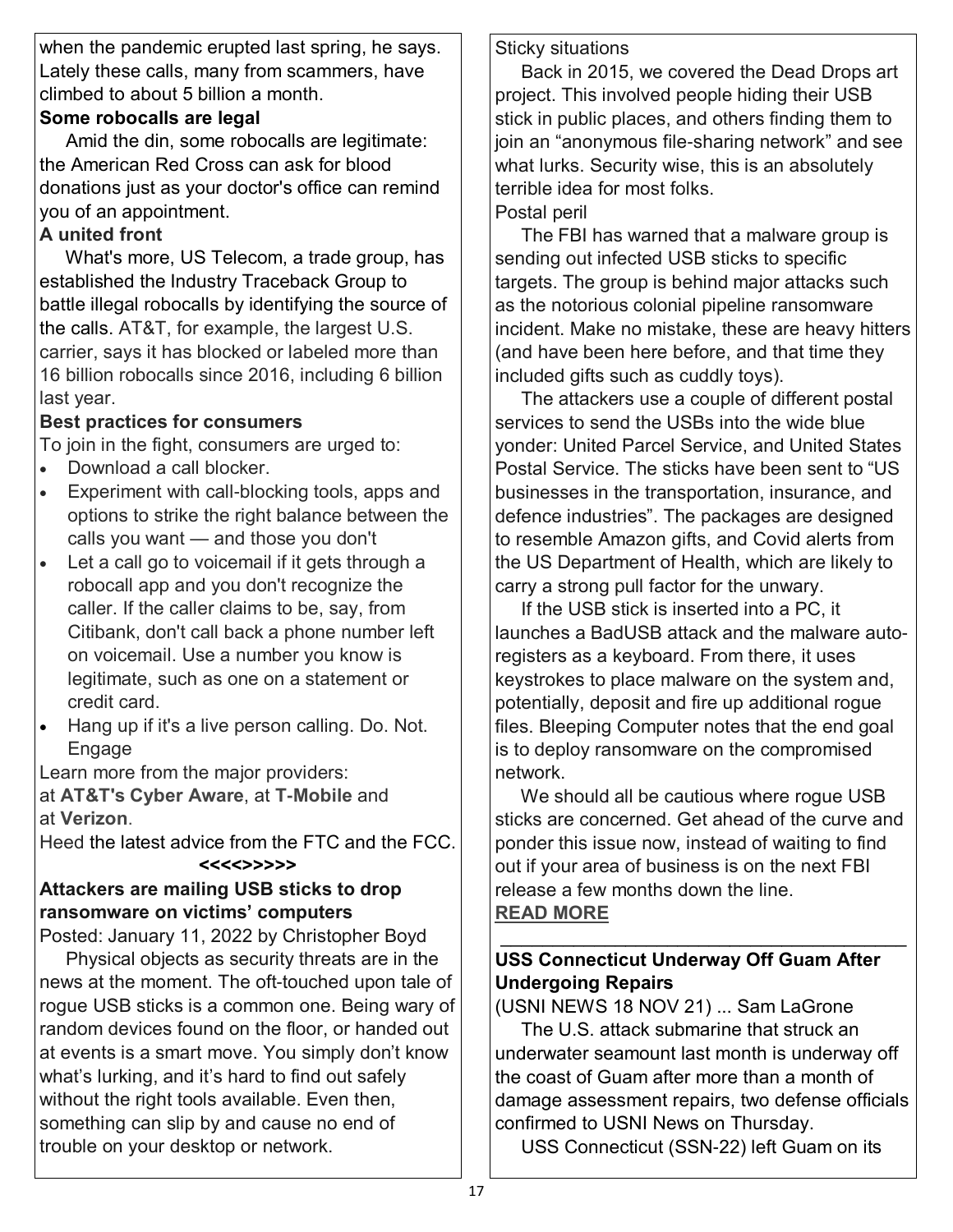when the pandemic erupted last spring, he says. Lately these calls, many from scammers, have climbed to about 5 billion a month.

**Some robocalls are legal**

Amid the din, some robocalls are legitimate: the American Red Cross can ask for blood donations just as your doctor's office can remind you of an appointment.

**A united front**

What's more, US Telecom, a trade group, has established the Industry Traceback Group to battle illegal robocalls by identifying the source of the calls. AT&T, for example, the largest U.S. carrier, says it has blocked or labeled more than 16 billion robocalls since 2016, including 6 billion last year.

**Best practices for consumers**

To join in the fight, consumers are urged to:

- Download a call blocker.
- Experiment with call-blocking tools, apps and options to strike the right balance between the calls you want — and those you don't
- Let a call go to voicemail if it gets through a robocall app and you don't recognize the caller. If the caller claims to be, say, from Citibank, don't call back a phone number left on voicemail. Use a number you know is legitimate, such as one on a statement or credit card.
- Hang up if it's a live person calling. Do. Not. Engage

Learn more from the major providers:
at **AT&T's Cyber Aware**, at **T-Mobile** and at **Verizon**.

Heed the latest advice from the FTC and the FCC.

**<<<<>>>>**

## Attackers are mailing USB sticks to drop ransomware on victims' computers

Posted: January 11, 2022 by Christopher Boyd

Physical objects as security threats are in the news at the moment. The oft-touched upon tale of rogue USB sticks is a common one. Being wary of random devices found on the floor, or handed out at events is a smart move. You simply don't know what's lurking, and it's hard to find out safely without the right tools available. Even then, something can slip by and cause no end of trouble on your desktop or network.

Sticky situations

Back in 2015, we covered the Dead Drops art project. This involved people hiding their USB stick in public places, and others finding them to join an "anonymous file-sharing network" and see what lurks. Security wise, this is an absolutely terrible idea for most folks.

Postal peril

The FBI has warned that a malware group is sending out infected USB sticks to specific targets. The group is behind major attacks such as the notorious colonial pipeline ransomware incident. Make no mistake, these are heavy hitters (and have been here before, and that time they included gifts such as cuddly toys).

The attackers use a couple of different postal services to send the USBs into the wide blue yonder: United Parcel Service, and United States Postal Service. The sticks have been sent to "US businesses in the transportation, insurance, and defence industries". The packages are designed to resemble Amazon gifts, and Covid alerts from the US Department of Health, which are likely to carry a strong pull factor for the unwary.

If the USB stick is inserted into a PC, it launches a BadUSB attack and the malware auto-registers as a keyboard. From there, it uses keystrokes to place malware on the system and, potentially, deposit and fire up additional rogue files. Bleeping Computer notes that the end goal is to deploy ransomware on the compromised network.

We should all be cautious where rogue USB sticks are concerned. Get ahead of the curve and ponder this issue now, instead of waiting to find out if your area of business is on the next FBI release a few months down the line.

**READ MORE**

---

## USS Connecticut Underway Off Guam After Undergoing Repairs

(USNI NEWS 18 NOV 21) ... Sam LaGrone

The U.S. attack submarine that struck an underwater seamount last month is underway off the coast of Guam after more than a month of damage assessment repairs, two defense officials confirmed to USNI News on Thursday.

USS Connecticut (SSN-22) left Guam on its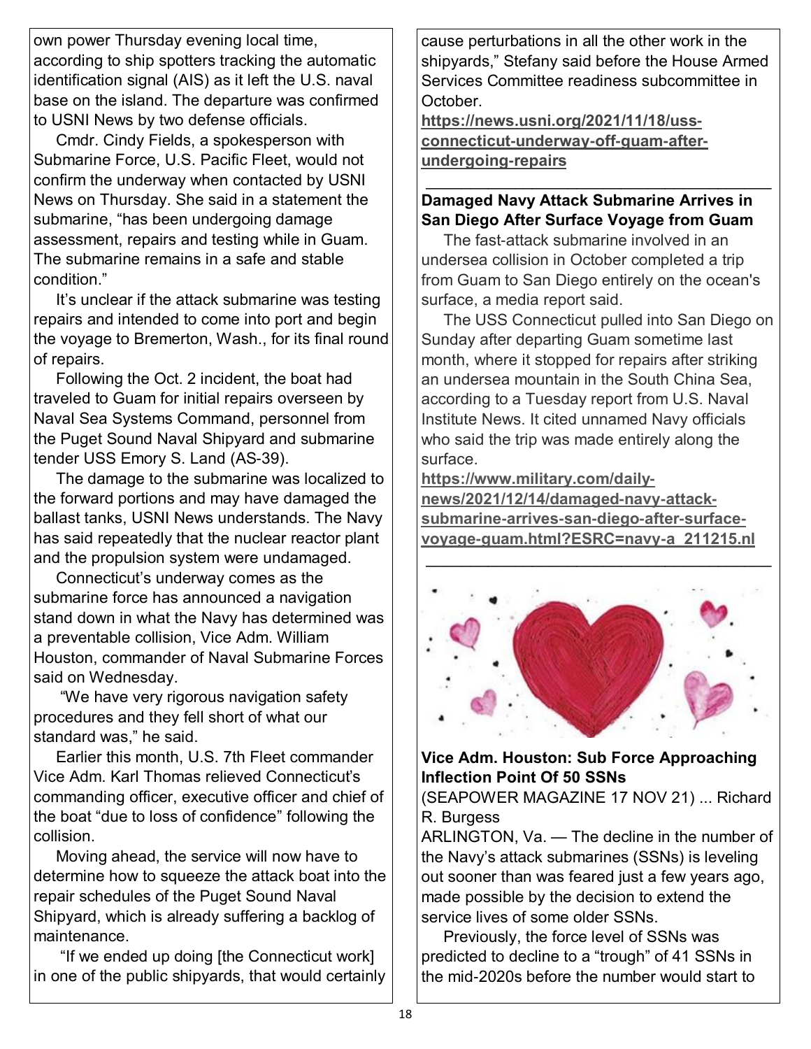own power Thursday evening local time, according to ship spotters tracking the automatic identification signal (AIS) as it left the U.S. naval base on the island. The departure was confirmed to USNI News by two defense officials.

Cmdr. Cindy Fields, a spokesperson with Submarine Force, U.S. Pacific Fleet, would not confirm the underway when contacted by USNI News on Thursday. She said in a statement the submarine, "has been undergoing damage assessment, repairs and testing while in Guam. The submarine remains in a safe and stable condition."

It's unclear if the attack submarine was testing repairs and intended to come into port and begin the voyage to Bremerton, Wash., for its final round of repairs.

Following the Oct. 2 incident, the boat had traveled to Guam for initial repairs overseen by Naval Sea Systems Command, personnel from the Puget Sound Naval Shipyard and submarine tender USS Emory S. Land (AS-39).

The damage to the submarine was localized to the forward portions and may have damaged the ballast tanks, USNI News understands. The Navy has said repeatedly that the nuclear reactor plant and the propulsion system were undamaged.

Connecticut's underway comes as the submarine force has announced a navigation stand down in what the Navy has determined was a preventable collision, Vice Adm. William Houston, commander of Naval Submarine Forces said on Wednesday.

"We have very rigorous navigation safety procedures and they fell short of what our standard was," he said.

Earlier this month, U.S. 7th Fleet commander Vice Adm. Karl Thomas relieved Connecticut's commanding officer, executive officer and chief of the boat "due to loss of confidence" following the collision.

Moving ahead, the service will now have to determine how to squeeze the attack boat into the repair schedules of the Puget Sound Naval Shipyard, which is already suffering a backlog of maintenance.

"If we ended up doing [the Connecticut work] in one of the public shipyards, that would certainly cause perturbations in all the other work in the shipyards," Stefany said before the House Armed Services Committee readiness subcommittee in October.

**https://news.usni.org/2021/11/18/uss-connecticut-underway-off-guam-after-undergoing-repairs**

---

**Damaged Navy Attack Submarine Arrives in San Diego After Surface Voyage from Guam**

The fast-attack submarine involved in an undersea collision in October completed a trip from Guam to San Diego entirely on the ocean's surface, a media report said.

The USS Connecticut pulled into San Diego on Sunday after departing Guam sometime last month, where it stopped for repairs after striking an undersea mountain in the South China Sea, according to a Tuesday report from U.S. Naval Institute News. It cited unnamed Navy officials who said the trip was made entirely along the surface.

**https://www.military.com/daily-news/2021/12/14/damaged-navy-attack-submarine-arrives-san-diego-after-surface-voyage-guam.html?ESRC=navy-a_211215.nl**

---

**Vice Adm. Houston: Sub Force Approaching Inflection Point Of 50 SSNs**

(SEAPOWER MAGAZINE 17 NOV 21) ... Richard R. Burgess

ARLINGTON, Va. — The decline in the number of the Navy's attack submarines (SSNs) is leveling out sooner than was feared just a few years ago, made possible by the decision to extend the service lives of some older SSNs.

Previously, the force level of SSNs was predicted to decline to a "trough" of 41 SSNs in the mid-2020s before the number would start to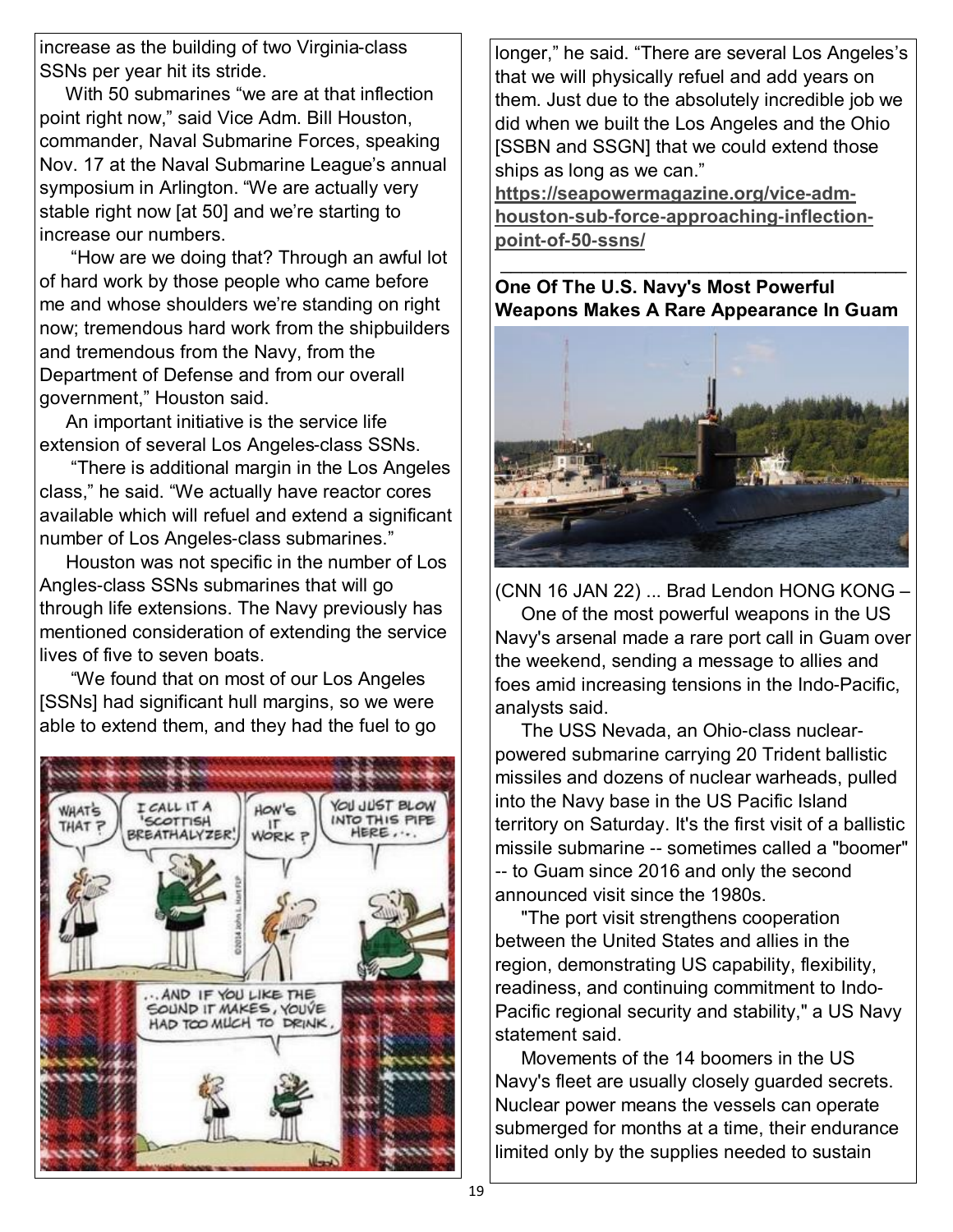increase as the building of two Virginia-class SSNs per year hit its stride.

With 50 submarines "we are at that inflection point right now," said Vice Adm. Bill Houston, commander, Naval Submarine Forces, speaking Nov. 17 at the Naval Submarine League's annual symposium in Arlington. "We are actually very stable right now [at 50] and we're starting to increase our numbers.

"How are we doing that? Through an awful lot of hard work by those people who came before me and whose shoulders we're standing on right now; tremendous hard work from the shipbuilders and tremendous from the Navy, from the Department of Defense and from our overall government," Houston said.

An important initiative is the service life extension of several Los Angeles-class SSNs.

"There is additional margin in the Los Angeles class," he said. "We actually have reactor cores available which will refuel and extend a significant number of Los Angeles-class submarines."

Houston was not specific in the number of Los Angles-class SSNs submarines that will go through life extensions. The Navy previously has mentioned consideration of extending the service lives of five to seven boats.

"We found that on most of our Los Angeles [SSNs] had significant hull margins, so we were able to extend them, and they had the fuel to go longer," he said. "There are several Los Angeles's that we will physically refuel and add years on them. Just due to the absolutely incredible job we did when we built the Los Angeles and the Ohio [SSBN and SSGN] that we could extend those ships as long as we can."

**https://seapowermagazine.org/vice-adm-houston-sub-force-approaching-inflection-point-of-50-ssns/**

---

**One Of The U.S. Navy's Most Powerful Weapons Makes A Rare Appearance In Guam**

(CNN 16 JAN 22) ... Brad Lendon HONG KONG –

One of the most powerful weapons in the US Navy's arsenal made a rare port call in Guam over the weekend, sending a message to allies and foes amid increasing tensions in the Indo-Pacific, analysts said.

The USS Nevada, an Ohio-class nuclear-powered submarine carrying 20 Trident ballistic missiles and dozens of nuclear warheads, pulled into the Navy base in the US Pacific Island territory on Saturday. It's the first visit of a ballistic missile submarine -- sometimes called a "boomer" -- to Guam since 2016 and only the second announced visit since the 1980s.

"The port visit strengthens cooperation between the United States and allies in the region, demonstrating US capability, flexibility, readiness, and continuing commitment to Indo-Pacific regional security and stability," a US Navy statement said.

Movements of the 14 boomers in the US Navy's fleet are usually closely guarded secrets. Nuclear power means the vessels can operate submerged for months at a time, their endurance limited only by the supplies needed to sustain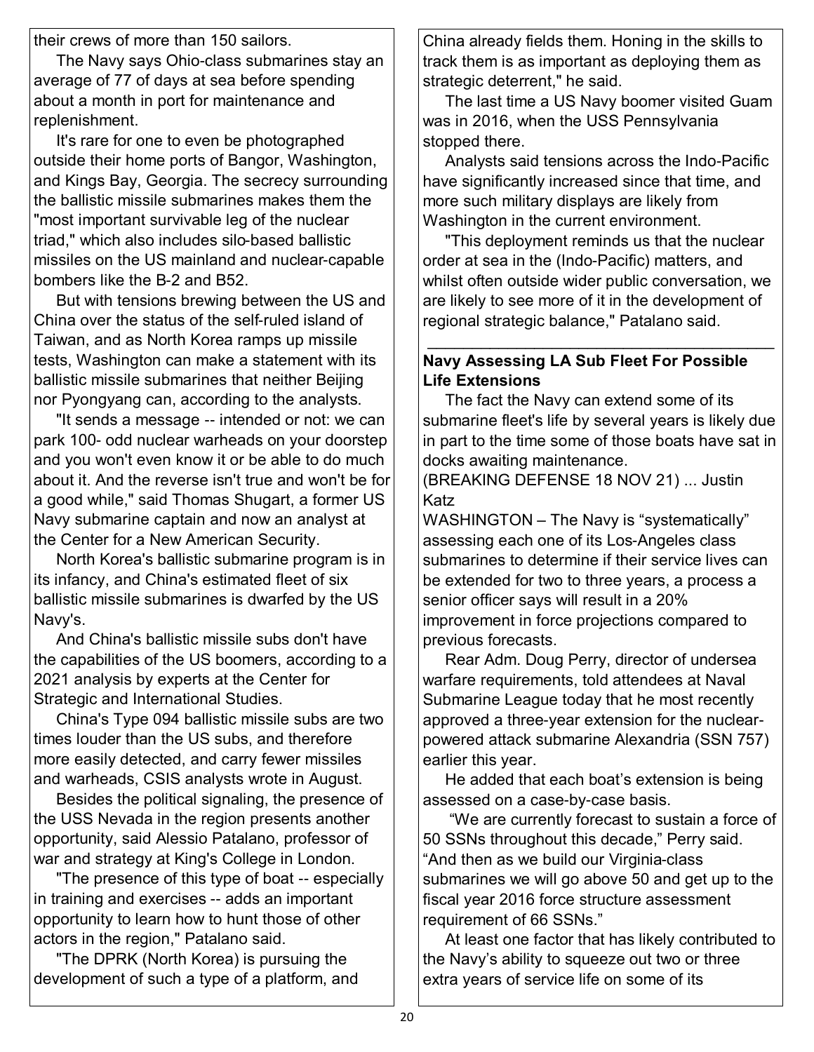their crews of more than 150 sailors.

The Navy says Ohio-class submarines stay an average of 77 of days at sea before spending about a month in port for maintenance and replenishment.

It's rare for one to even be photographed outside their home ports of Bangor, Washington, and Kings Bay, Georgia. The secrecy surrounding the ballistic missile submarines makes them the "most important survivable leg of the nuclear triad," which also includes silo-based ballistic missiles on the US mainland and nuclear-capable bombers like the B-2 and B52.

But with tensions brewing between the US and China over the status of the self-ruled island of Taiwan, and as North Korea ramps up missile tests, Washington can make a statement with its ballistic missile submarines that neither Beijing nor Pyongyang can, according to the analysts.

"It sends a message -- intended or not: we can park 100- odd nuclear warheads on your doorstep and you won't even know it or be able to do much about it. And the reverse isn't true and won't be for a good while," said Thomas Shugart, a former US Navy submarine captain and now an analyst at the Center for a New American Security.

North Korea's ballistic submarine program is in its infancy, and China's estimated fleet of six ballistic missile submarines is dwarfed by the US Navy's.

And China's ballistic missile subs don't have the capabilities of the US boomers, according to a 2021 analysis by experts at the Center for Strategic and International Studies.

China's Type 094 ballistic missile subs are two times louder than the US subs, and therefore more easily detected, and carry fewer missiles and warheads, CSIS analysts wrote in August.

Besides the political signaling, the presence of the USS Nevada in the region presents another opportunity, said Alessio Patalano, professor of war and strategy at King's College in London.

"The presence of this type of boat -- especially in training and exercises -- adds an important opportunity to learn how to hunt those of other actors in the region," Patalano said.

"The DPRK (North Korea) is pursuing the development of such a type of a platform, and China already fields them. Honing in the skills to track them is as important as deploying them as strategic deterrent," he said.

The last time a US Navy boomer visited Guam was in 2016, when the USS Pennsylvania stopped there.

Analysts said tensions across the Indo-Pacific have significantly increased since that time, and more such military displays are likely from Washington in the current environment.

"This deployment reminds us that the nuclear order at sea in the (Indo-Pacific) matters, and whilst often outside wider public conversation, we are likely to see more of it in the development of regional strategic balance," Patalano said.

---

**Navy Assessing LA Sub Fleet For Possible Life Extensions**

The fact the Navy can extend some of its submarine fleet's life by several years is likely due in part to the time some of those boats have sat in docks awaiting maintenance.

(BREAKING DEFENSE 18 NOV 21) ... Justin Katz

WASHINGTON – The Navy is "systematically" assessing each one of its Los-Angeles class submarines to determine if their service lives can be extended for two to three years, a process a senior officer says will result in a 20% improvement in force projections compared to previous forecasts.

Rear Adm. Doug Perry, director of undersea warfare requirements, told attendees at Naval Submarine League today that he most recently approved a three-year extension for the nuclear-powered attack submarine Alexandria (SSN 757) earlier this year.

He added that each boat's extension is being assessed on a case-by-case basis.

"We are currently forecast to sustain a force of 50 SSNs throughout this decade," Perry said. "And then as we build our Virginia-class submarines we will go above 50 and get up to the fiscal year 2016 force structure assessment requirement of 66 SSNs."

At least one factor that has likely contributed to the Navy's ability to squeeze out two or three extra years of service life on some of its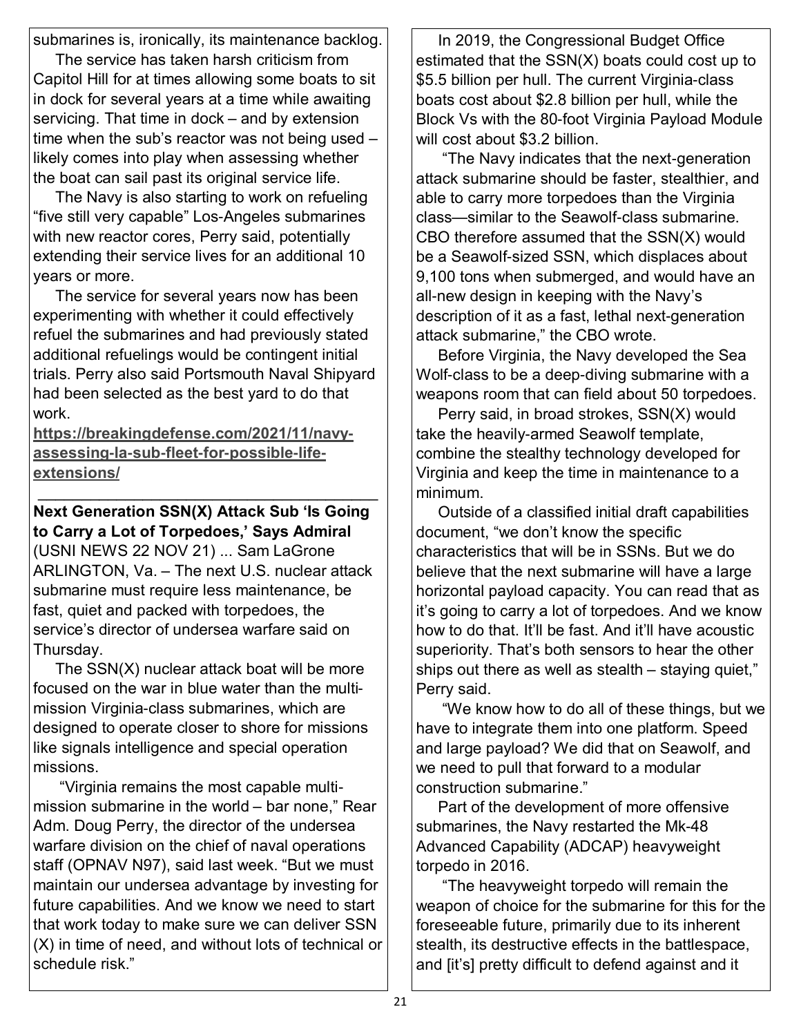submarines is, ironically, its maintenance backlog.

The service has taken harsh criticism from Capitol Hill for at times allowing some boats to sit in dock for several years at a time while awaiting servicing. That time in dock – and by extension time when the sub's reactor was not being used – likely comes into play when assessing whether the boat can sail past its original service life.

The Navy is also starting to work on refueling "five still very capable" Los-Angeles submarines with new reactor cores, Perry said, potentially extending their service lives for an additional 10 years or more.

The service for several years now has been experimenting with whether it could effectively refuel the submarines and had previously stated additional refuelings would be contingent initial trials. Perry also said Portsmouth Naval Shipyard had been selected as the best yard to do that work.

**https://breakingdefense.com/2021/11/navy-assessing-la-sub-fleet-for-possible-life-extensions/**

---

**Next Generation SSN(X) Attack Sub 'Is Going to Carry a Lot of Torpedoes,' Says Admiral**
(USNI NEWS 22 NOV 21) ... Sam LaGrone

ARLINGTON, Va. – The next U.S. nuclear attack submarine must require less maintenance, be fast, quiet and packed with torpedoes, the service's director of undersea warfare said on Thursday.

The SSN(X) nuclear attack boat will be more focused on the war in blue water than the multi-mission Virginia-class submarines, which are designed to operate closer to shore for missions like signals intelligence and special operation missions.

"Virginia remains the most capable multi-mission submarine in the world – bar none," Rear Adm. Doug Perry, the director of the undersea warfare division on the chief of naval operations staff (OPNAV N97), said last week. "But we must maintain our undersea advantage by investing for future capabilities. And we know we need to start that work today to make sure we can deliver SSN (X) in time of need, and without lots of technical or schedule risk."

In 2019, the Congressional Budget Office estimated that the SSN(X) boats could cost up to \$5.5 billion per hull. The current Virginia-class boats cost about \$2.8 billion per hull, while the Block Vs with the 80-foot Virginia Payload Module will cost about \$3.2 billion.

"The Navy indicates that the next-generation attack submarine should be faster, stealthier, and able to carry more torpedoes than the Virginia class—similar to the Seawolf-class submarine. CBO therefore assumed that the SSN(X) would be a Seawolf-sized SSN, which displaces about 9,100 tons when submerged, and would have an all-new design in keeping with the Navy's description of it as a fast, lethal next-generation attack submarine," the CBO wrote.

Before Virginia, the Navy developed the Sea Wolf-class to be a deep-diving submarine with a weapons room that can field about 50 torpedoes.

Perry said, in broad strokes, SSN(X) would take the heavily-armed Seawolf template, combine the stealthy technology developed for Virginia and keep the time in maintenance to a minimum.

Outside of a classified initial draft capabilities document, "we don't know the specific characteristics that will be in SSNs. But we do believe that the next submarine will have a large horizontal payload capacity. You can read that as it's going to carry a lot of torpedoes. And we know how to do that. It'll be fast. And it'll have acoustic superiority. That's both sensors to hear the other ships out there as well as stealth – staying quiet," Perry said.

"We know how to do all of these things, but we have to integrate them into one platform. Speed and large payload? We did that on Seawolf, and we need to pull that forward to a modular construction submarine."

Part of the development of more offensive submarines, the Navy restarted the Mk-48 Advanced Capability (ADCAP) heavyweight torpedo in 2016.

"The heavyweight torpedo will remain the weapon of choice for the submarine for this for the foreseeable future, primarily due to its inherent stealth, its destructive effects in the battlespace, and [it's] pretty difficult to defend against and it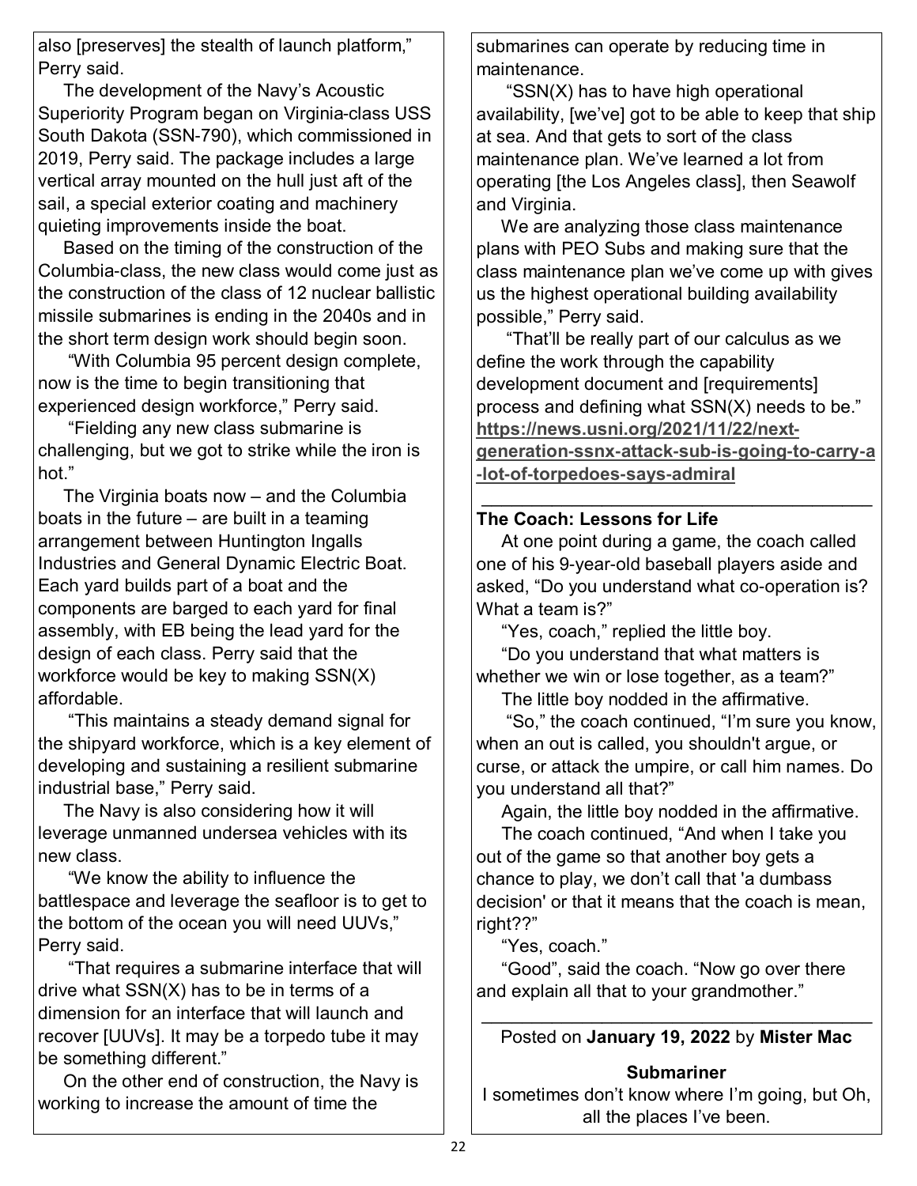also [preserves] the stealth of launch platform," Perry said.

The development of the Navy's Acoustic Superiority Program began on Virginia-class USS South Dakota (SSN-790), which commissioned in 2019, Perry said. The package includes a large vertical array mounted on the hull just aft of the sail, a special exterior coating and machinery quieting improvements inside the boat.

Based on the timing of the construction of the Columbia-class, the new class would come just as the construction of the class of 12 nuclear ballistic missile submarines is ending in the 2040s and in the short term design work should begin soon.

"With Columbia 95 percent design complete, now is the time to begin transitioning that experienced design workforce," Perry said.

"Fielding any new class submarine is challenging, but we got to strike while the iron is hot."

The Virginia boats now – and the Columbia boats in the future – are built in a teaming arrangement between Huntington Ingalls Industries and General Dynamic Electric Boat. Each yard builds part of a boat and the components are barged to each yard for final assembly, with EB being the lead yard for the design of each class. Perry said that the workforce would be key to making SSN(X) affordable.

"This maintains a steady demand signal for the shipyard workforce, which is a key element of developing and sustaining a resilient submarine industrial base," Perry said.

The Navy is also considering how it will leverage unmanned undersea vehicles with its new class.

"We know the ability to influence the battlespace and leverage the seafloor is to get to the bottom of the ocean you will need UUVs," Perry said.

"That requires a submarine interface that will drive what SSN(X) has to be in terms of a dimension for an interface that will launch and recover [UUVs]. It may be a torpedo tube it may be something different."

On the other end of construction, the Navy is working to increase the amount of time the submarines can operate by reducing time in maintenance.

"SSN(X) has to have high operational availability, [we've] got to be able to keep that ship at sea. And that gets to sort of the class maintenance plan. We've learned a lot from operating [the Los Angeles class], then Seawolf and Virginia.

We are analyzing those class maintenance plans with PEO Subs and making sure that the class maintenance plan we've come up with gives us the highest operational building availability possible," Perry said.

"That'll be really part of our calculus as we define the work through the capability development document and [requirements] process and defining what SSN(X) needs to be."

**https://news.usni.org/2021/11/22/next-generation-ssnx-attack-sub-is-going-to-carry-a-lot-of-torpedoes-says-admiral**

---

**The Coach: Lessons for Life**

At one point during a game, the coach called one of his 9-year-old baseball players aside and asked, "Do you understand what co-operation is? What a team is?"

"Yes, coach," replied the little boy.

"Do you understand that what matters is whether we win or lose together, as a team?"

The little boy nodded in the affirmative.

"So," the coach continued, "I'm sure you know, when an out is called, you shouldn't argue, or curse, or attack the umpire, or call him names. Do you understand all that?"

Again, the little boy nodded in the affirmative.

The coach continued, "And when I take you out of the game so that another boy gets a chance to play, we don't call that 'a dumbass decision' or that it means that the coach is mean, right??"

"Yes, coach."

"Good", said the coach. "Now go over there and explain all that to your grandmother."

---

Posted on **January 19, 2022** by **Mister Mac**

**Submariner**

I sometimes don't know where I'm going, but Oh, all the places I've been.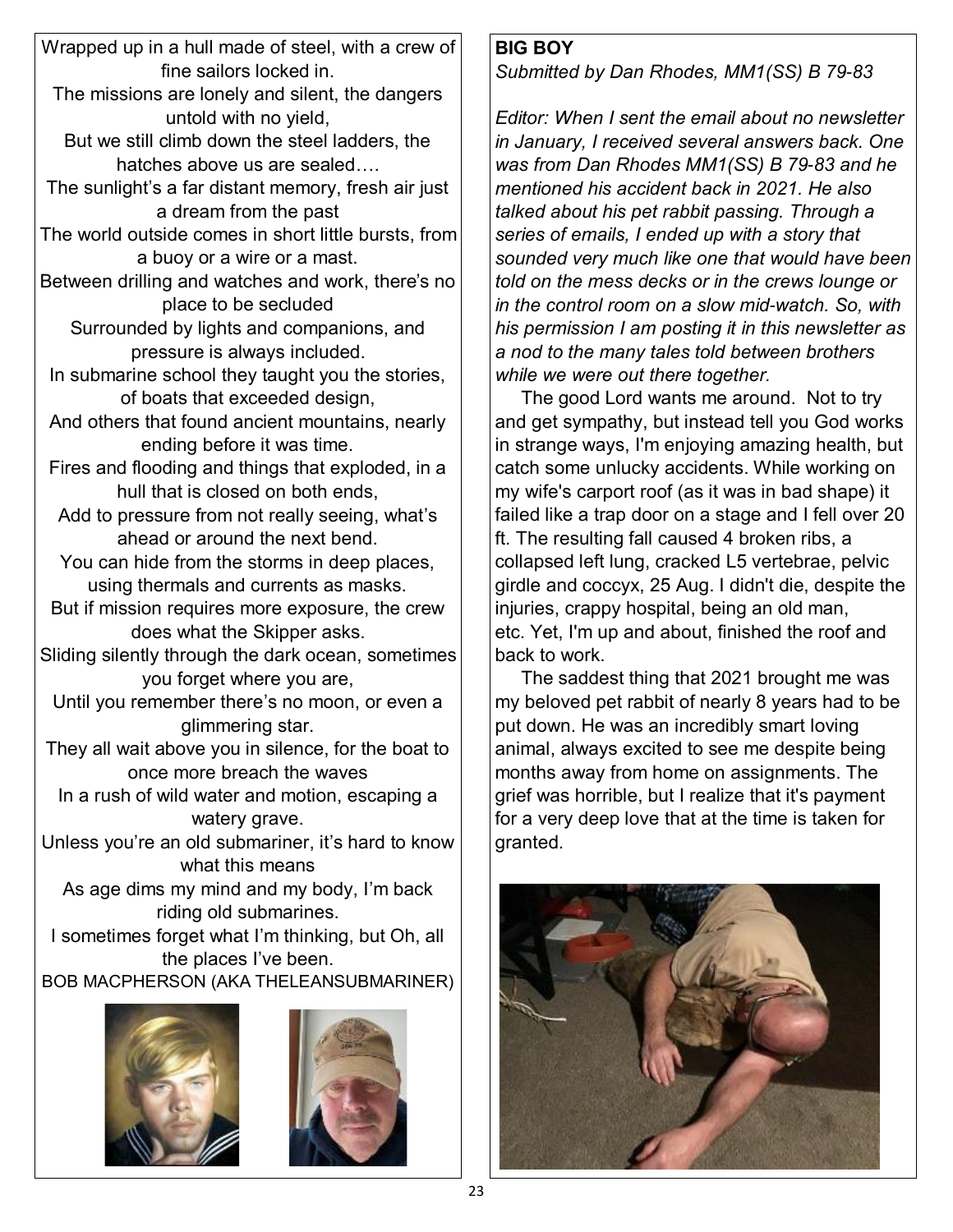Wrapped up in a hull made of steel, with a crew of fine sailors locked in.
The missions are lonely and silent, the dangers untold with no yield,
But we still climb down the steel ladders, the hatches above us are sealed….
The sunlight's a far distant memory, fresh air just a dream from the past
The world outside comes in short little bursts, from a buoy or a wire or a mast.
Between drilling and watches and work, there's no place to be secluded
Surrounded by lights and companions, and pressure is always included.
In submarine school they taught you the stories, of boats that exceeded design,
And others that found ancient mountains, nearly ending before it was time.
Fires and flooding and things that exploded, in a hull that is closed on both ends,
Add to pressure from not really seeing, what's ahead or around the next bend.
You can hide from the storms in deep places, using thermals and currents as masks.
But if mission requires more exposure, the crew does what the Skipper asks.
Sliding silently through the dark ocean, sometimes you forget where you are,
Until you remember there's no moon, or even a glimmering star.
They all wait above you in silence, for the boat to once more breach the waves
In a rush of wild water and motion, escaping a watery grave.
Unless you're an old submariner, it's hard to know what this means
As age dims my mind and my body, I'm back riding old submarines.
I sometimes forget what I'm thinking, but Oh, all the places I've been.

BOB MACPHERSON (AKA THELEANSUBMARINER)

**BIG BOY**

*Submitted by Dan Rhodes, MM1(SS) B 79-83*

*Editor: When I sent the email about no newsletter in January, I received several answers back. One was from Dan Rhodes MM1(SS) B 79-83 and he mentioned his accident back in 2021. He also talked about his pet rabbit passing. Through a series of emails, I ended up with a story that sounded very much like one that would have been told on the mess decks or in the crews lounge or in the control room on a slow mid-watch. So, with his permission I am posting it in this newsletter as a nod to the many tales told between brothers while we were out there together.*

The good Lord wants me around. Not to try and get sympathy, but instead tell you God works in strange ways, I'm enjoying amazing health, but catch some unlucky accidents. While working on my wife's carport roof (as it was in bad shape) it failed like a trap door on a stage and I fell over 20 ft. The resulting fall caused 4 broken ribs, a collapsed left lung, cracked L5 vertebrae, pelvic girdle and coccyx, 25 Aug. I didn't die, despite the injuries, crappy hospital, being an old man, etc. Yet, I'm up and about, finished the roof and back to work.

The saddest thing that 2021 brought me was my beloved pet rabbit of nearly 8 years had to be put down. He was an incredibly smart loving animal, always excited to see me despite being months away from home on assignments. The grief was horrible, but I realize that it's payment for a very deep love that at the time is taken for granted.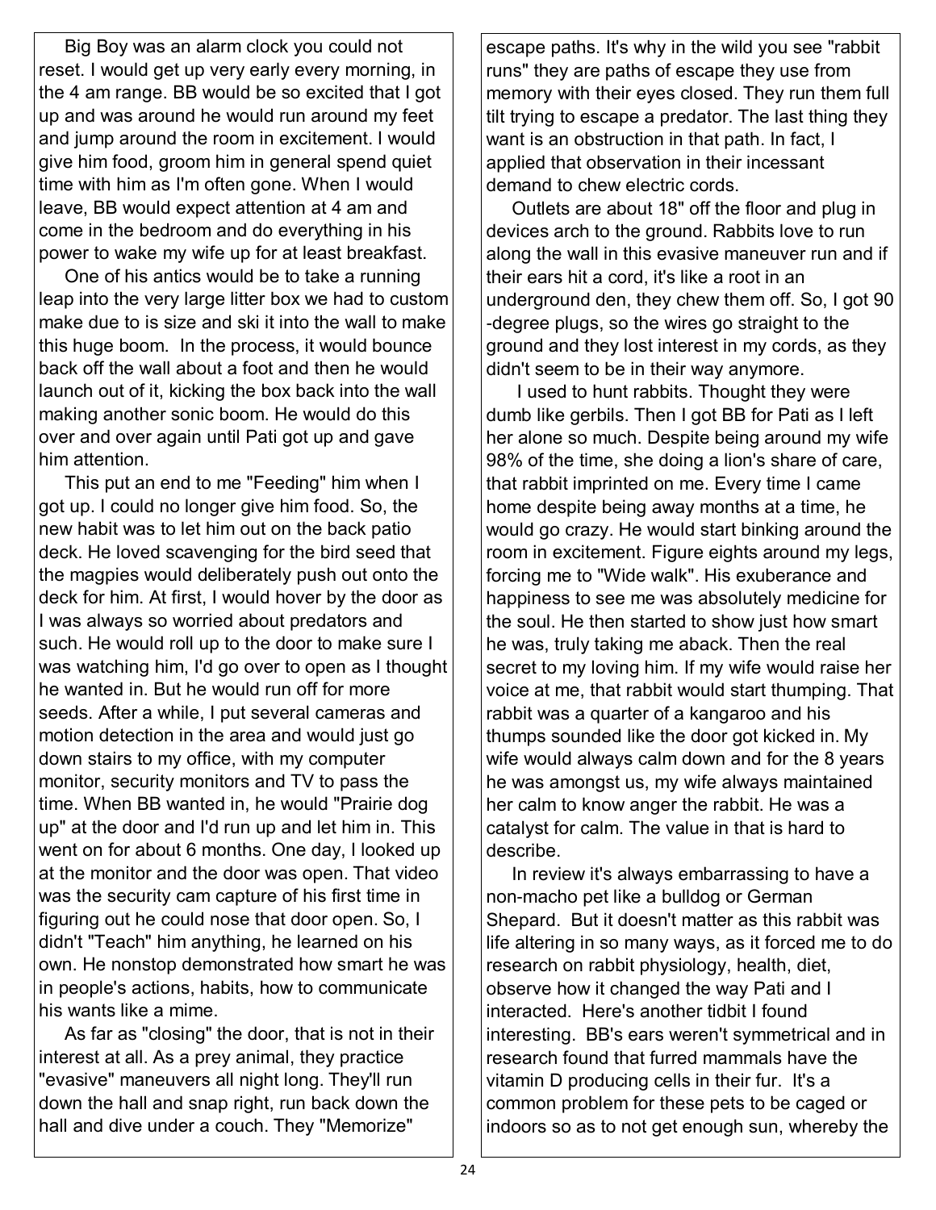Big Boy was an alarm clock you could not reset. I would get up very early every morning, in the 4 am range. BB would be so excited that I got up and was around he would run around my feet and jump around the room in excitement. I would give him food, groom him in general spend quiet time with him as I'm often gone. When I would leave, BB would expect attention at 4 am and come in the bedroom and do everything in his power to wake my wife up for at least breakfast.

One of his antics would be to take a running leap into the very large litter box we had to custom make due to is size and ski it into the wall to make this huge boom. In the process, it would bounce back off the wall about a foot and then he would launch out of it, kicking the box back into the wall making another sonic boom. He would do this over and over again until Pati got up and gave him attention.

This put an end to me "Feeding" him when I got up. I could no longer give him food. So, the new habit was to let him out on the back patio deck. He loved scavenging for the bird seed that the magpies would deliberately push out onto the deck for him. At first, I would hover by the door as I was always so worried about predators and such. He would roll up to the door to make sure I was watching him, I'd go over to open as I thought he wanted in. But he would run off for more seeds. After a while, I put several cameras and motion detection in the area and would just go down stairs to my office, with my computer monitor, security monitors and TV to pass the time. When BB wanted in, he would "Prairie dog up" at the door and I'd run up and let him in. This went on for about 6 months. One day, I looked up at the monitor and the door was open. That video was the security cam capture of his first time in figuring out he could nose that door open. So, I didn't "Teach" him anything, he learned on his own. He nonstop demonstrated how smart he was in people's actions, habits, how to communicate his wants like a mime.

As far as "closing" the door, that is not in their interest at all. As a prey animal, they practice "evasive" maneuvers all night long. They'll run down the hall and snap right, run back down the hall and dive under a couch. They "Memorize" escape paths. It's why in the wild you see "rabbit runs" they are paths of escape they use from memory with their eyes closed. They run them full tilt trying to escape a predator. The last thing they want is an obstruction in that path. In fact, I applied that observation in their incessant demand to chew electric cords.

Outlets are about 18" off the floor and plug in devices arch to the ground. Rabbits love to run along the wall in this evasive maneuver run and if their ears hit a cord, it's like a root in an underground den, they chew them off. So, I got 90 -degree plugs, so the wires go straight to the ground and they lost interest in my cords, as they didn't seem to be in their way anymore.

I used to hunt rabbits. Thought they were dumb like gerbils. Then I got BB for Pati as I left her alone so much. Despite being around my wife 98% of the time, she doing a lion's share of care, that rabbit imprinted on me. Every time I came home despite being away months at a time, he would go crazy. He would start binking around the room in excitement. Figure eights around my legs, forcing me to "Wide walk". His exuberance and happiness to see me was absolutely medicine for the soul. He then started to show just how smart he was, truly taking me aback. Then the real secret to my loving him. If my wife would raise her voice at me, that rabbit would start thumping. That rabbit was a quarter of a kangaroo and his thumps sounded like the door got kicked in. My wife would always calm down and for the 8 years he was amongst us, my wife always maintained her calm to know anger the rabbit. He was a catalyst for calm. The value in that is hard to describe.

In review it's always embarrassing to have a non-macho pet like a bulldog or German Shepard. But it doesn't matter as this rabbit was life altering in so many ways, as it forced me to do research on rabbit physiology, health, diet, observe how it changed the way Pati and I interacted. Here's another tidbit I found interesting. BB's ears weren't symmetrical and in research found that furred mammals have the vitamin D producing cells in their fur. It's a common problem for these pets to be caged or indoors so as to not get enough sun, whereby the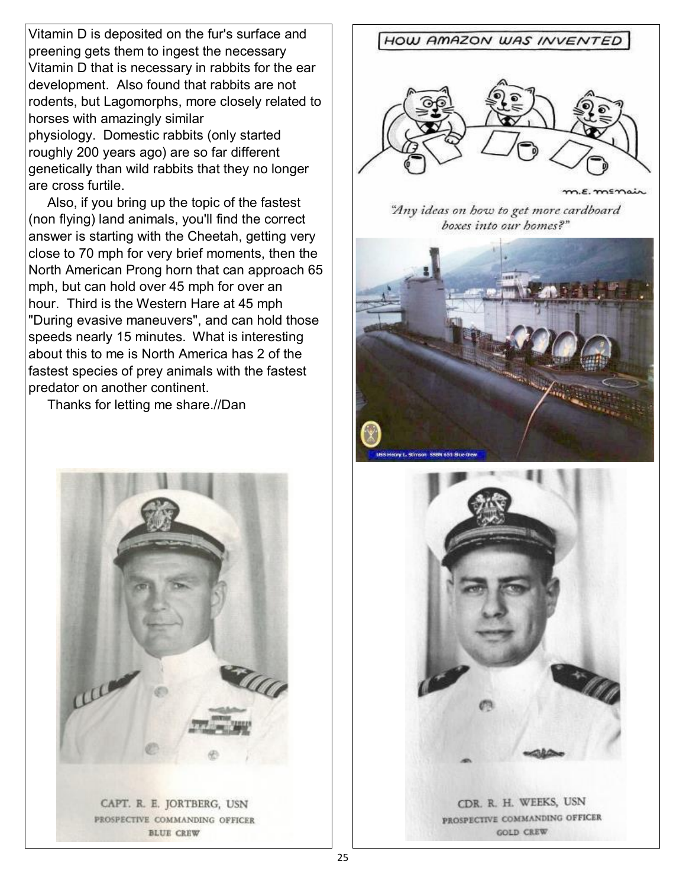Vitamin D is deposited on the fur's surface and preening gets them to ingest the necessary Vitamin D that is necessary in rabbits for the ear development. Also found that rabbits are not rodents, but Lagomorphs, more closely related to horses with amazingly similar physiology. Domestic rabbits (only started roughly 200 years ago) are so far different genetically than wild rabbits that they no longer are cross furtile.

Also, if you bring up the topic of the fastest (non flying) land animals, you'll find the correct answer is starting with the Cheetah, getting very close to 70 mph for very brief moments, then the North American Prong horn that can approach 65 mph, but can hold over 45 mph for over an hour. Third is the Western Hare at 45 mph "During evasive maneuvers", and can hold those speeds nearly 15 minutes. What is interesting about this to me is North America has 2 of the fastest species of prey animals with the fastest predator on another continent.

Thanks for letting me share.//Dan

CAPT. R. E. JORTBERG, USN
PROSPECTIVE COMMANDING OFFICER
BLUE CREW

HOW AMAZON WAS INVENTED

M.E. McNair

*"Any ideas on how to get more cardboard boxes into our homes?"*

USS Henry L. Stimson SSBN 655 Blue Crew

CDR. R. H. WEEKS, USN
PROSPECTIVE COMMANDING OFFICER
GOLD CREW